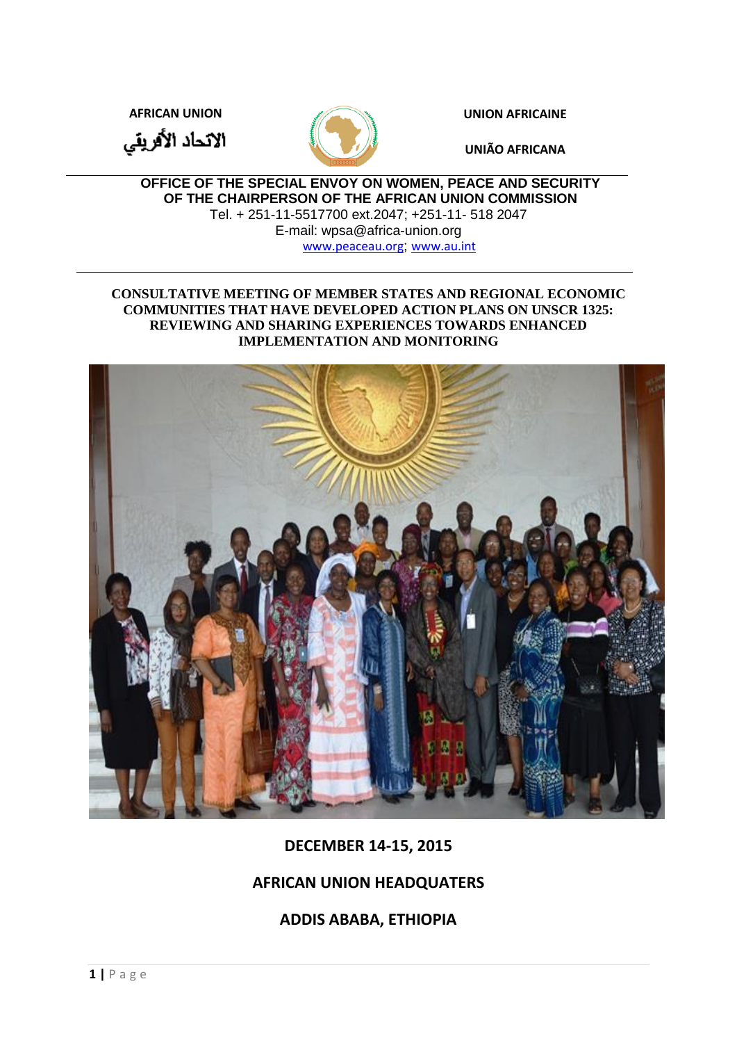AFRICAN UNION

الاتحاد الأفريقي

UNION AFRICAINE

UNIÃO AFRICANA

**OFFICE OF THE SPECIAL ENVOY ON WOMEN, PEACE AND SECURITY OF THE CHAIRPERSON OF THE AFRICAN UNION COMMISSION**

Tel. + 251-11-5517700 ext.2047; +251-11- 518 2047

E-mail: wpsa@africa-union.org

www.peaceau.org; www.au.int

# CONSULTATIVE MEETING OF MEMBER STATES AND REGIONAL ECONOMIC COMMUNITIES THAT HAVE DEVELOPED ACTION PLANS ON UNSCR 1325: REVIEWING AND SHARING EXPERIENCES TOWARDS ENHANCED IMPLEMENTATION AND MONITORING

**DECEMBER 14-15, 2015**

**AFRICAN UNION HEADQUATERS**

**ADDIS ABABA, ETHIOPIA**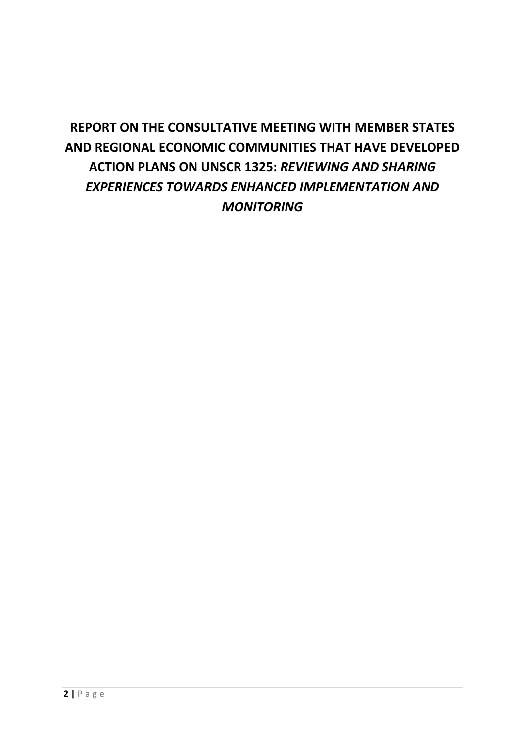# REPORT ON THE CONSULTATIVE MEETING WITH MEMBER STATES AND REGIONAL ECONOMIC COMMUNITIES THAT HAVE DEVELOPED ACTION PLANS ON UNSCR 1325: *REVIEWING AND SHARING EXPERIENCES TOWARDS ENHANCED IMPLEMENTATION AND MONITORING*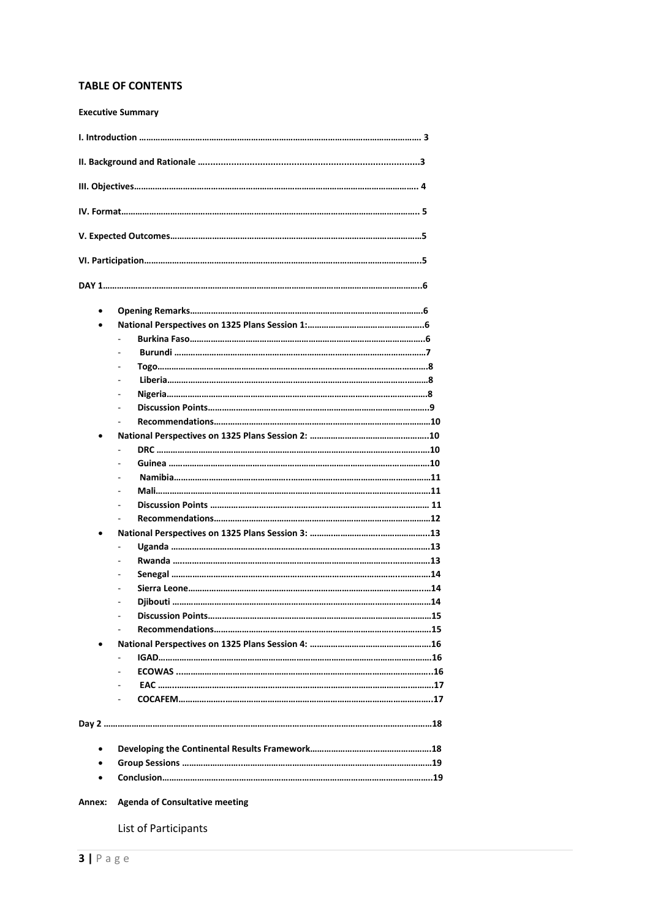## TABLE OF CONTENTS

**Executive Summary**

**I. Introduction ……………………………………………………………………………………………… 3**

**II. Background and Rationale ………………………………………………………………………….3**

**III. Objectives……………………………………………………………………………………………… 4**

**IV. Format…………………………………………………………………………………………………. 5**

**V. Expected Outcomes…………………………………………………………………………………5**

**VI. Participation……………………………………………………………………………………………5**

**DAY 1……………………………………………………………………………………………………………6**

- **Opening Remarks………………………………………………………………………………6**
- **National Perspectives on 1325 Plans Session 1:…………………………………………6**
  - **Burkina Faso…………………………………………………………………………6**
  - **Burundi ……………………………………………………………………………7**
  - **Togo…………………………………………………………………………………8**
  - **Liberia………………………………………………………………………………8**
  - **Nigeria………………………………………………………………………………8**
  - **Discussion Points…………………………………………………………………9**
  - **Recommendations………………………………………………………………10**
- **National Perspectives on 1325 Plans Session 2: ………………………………………10**
  - **DRC ………………………………………………………………………………10**
  - **Guinea ……………………………………………………………………………10**
  - **Namibia……………………………………………………………………………11**
  - **Mali…………………………………………………………………………………11**
  - **Discussion Points ……………………………………………………………… 11**
  - **Recommendations………………………………………………………………12**
- **National Perspectives on 1325 Plans Session 3: ………………………………………13**
  - **Uganda ……………………………………………………………………………13**
  - **Rwanda ……………………………………………………………………………13**
  - **Senegal ……………………………………………………………………………14**
  - **Sierra Leone………………………………………………………………………14**
  - **Djibouti ……………………………………………………………………………14**
  - **Discussion Points…………………………………………………………………15**
  - **Recommendations………………………………………………………………15**
- **National Perspectives on 1325 Plans Session 4: ………………………………………16**
  - **IGAD…………………………………………………………………………………16**
  - **ECOWAS ……………………………………………………………………………16**
  - **EAC …………………………………………………………………………………17**
  - **COCAFEM……………………………………………………………………………17**

**Day 2 ……………………………………………………………………………………………………………18**

- **Developing the Continental Results Framework………………………………………18**
- **Group Sessions ……………………………………………………………………………19**
- **Conclusion…………………………………………………………………………………19**

**Annex: Agenda of Consultative meeting**

List of Participants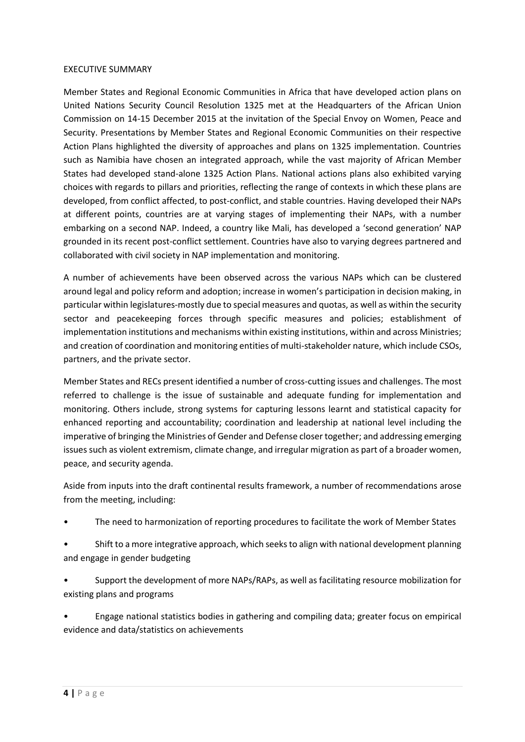## EXECUTIVE SUMMARY

Member States and Regional Economic Communities in Africa that have developed action plans on United Nations Security Council Resolution 1325 met at the Headquarters of the African Union Commission on 14-15 December 2015 at the invitation of the Special Envoy on Women, Peace and Security. Presentations by Member States and Regional Economic Communities on their respective Action Plans highlighted the diversity of approaches and plans on 1325 implementation. Countries such as Namibia have chosen an integrated approach, while the vast majority of African Member States had developed stand-alone 1325 Action Plans. National actions plans also exhibited varying choices with regards to pillars and priorities, reflecting the range of contexts in which these plans are developed, from conflict affected, to post-conflict, and stable countries. Having developed their NAPs at different points, countries are at varying stages of implementing their NAPs, with a number embarking on a second NAP. Indeed, a country like Mali, has developed a 'second generation' NAP grounded in its recent post-conflict settlement. Countries have also to varying degrees partnered and collaborated with civil society in NAP implementation and monitoring.

A number of achievements have been observed across the various NAPs which can be clustered around legal and policy reform and adoption; increase in women's participation in decision making, in particular within legislatures-mostly due to special measures and quotas, as well as within the security sector and peacekeeping forces through specific measures and policies; establishment of implementation institutions and mechanisms within existing institutions, within and across Ministries; and creation of coordination and monitoring entities of multi-stakeholder nature, which include CSOs, partners, and the private sector.

Member States and RECs present identified a number of cross-cutting issues and challenges. The most referred to challenge is the issue of sustainable and adequate funding for implementation and monitoring. Others include, strong systems for capturing lessons learnt and statistical capacity for enhanced reporting and accountability; coordination and leadership at national level including the imperative of bringing the Ministries of Gender and Defense closer together; and addressing emerging issues such as violent extremism, climate change, and irregular migration as part of a broader women, peace, and security agenda.

Aside from inputs into the draft continental results framework, a number of recommendations arose from the meeting, including:

- The need to harmonization of reporting procedures to facilitate the work of Member States
- Shift to a more integrative approach, which seeks to align with national development planning and engage in gender budgeting
- Support the development of more NAPs/RAPs, as well as facilitating resource mobilization for existing plans and programs
- Engage national statistics bodies in gathering and compiling data; greater focus on empirical evidence and data/statistics on achievements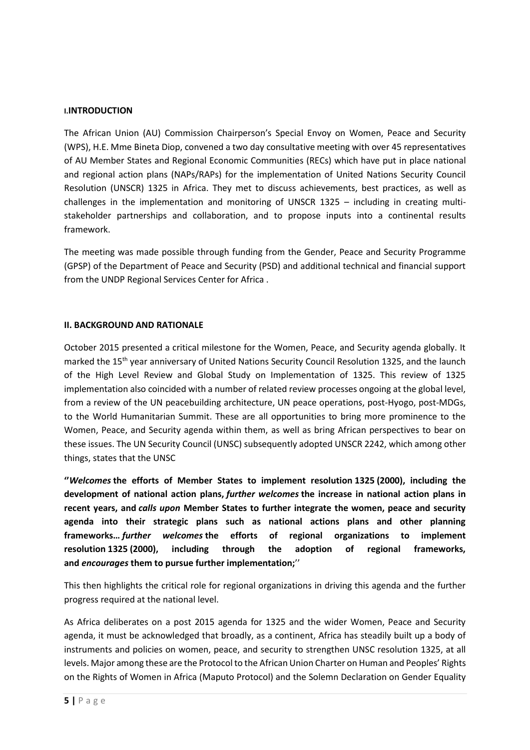## I. INTRODUCTION

The African Union (AU) Commission Chairperson's Special Envoy on Women, Peace and Security (WPS), H.E. Mme Bineta Diop, convened a two day consultative meeting with over 45 representatives of AU Member States and Regional Economic Communities (RECs) which have put in place national and regional action plans (NAPs/RAPs) for the implementation of United Nations Security Council Resolution (UNSCR) 1325 in Africa. They met to discuss achievements, best practices, as well as challenges in the implementation and monitoring of UNSCR 1325 – including in creating multi-stakeholder partnerships and collaboration, and to propose inputs into a continental results framework.

The meeting was made possible through funding from the Gender, Peace and Security Programme (GPSP) of the Department of Peace and Security (PSD) and additional technical and financial support from the UNDP Regional Services Center for Africa .

## II. BACKGROUND AND RATIONALE

October 2015 presented a critical milestone for the Women, Peace, and Security agenda globally. It marked the 15th year anniversary of United Nations Security Council Resolution 1325, and the launch of the High Level Review and Global Study on Implementation of 1325. This review of 1325 implementation also coincided with a number of related review processes ongoing at the global level, from a review of the UN peacebuilding architecture, UN peace operations, post-Hyogo, post-MDGs, to the World Humanitarian Summit. These are all opportunities to bring more prominence to the Women, Peace, and Security agenda within them, as well as bring African perspectives to bear on these issues. The UN Security Council (UNSC) subsequently adopted UNSCR 2242, which among other things, states that the UNSC

**''*Welcomes* the efforts of Member States to implement resolution 1325 (2000), including the development of national action plans, *further welcomes* the increase in national action plans in recent years, and *calls upon* Member States to further integrate the women, peace and security agenda into their strategic plans such as national actions plans and other planning frameworks… *further welcomes* the efforts of regional organizations to implement resolution 1325 (2000), including through the adoption of regional frameworks, and *encourages* them to pursue further implementation;**''

This then highlights the critical role for regional organizations in driving this agenda and the further progress required at the national level.

As Africa deliberates on a post 2015 agenda for 1325 and the wider Women, Peace and Security agenda, it must be acknowledged that broadly, as a continent, Africa has steadily built up a body of instruments and policies on women, peace, and security to strengthen UNSC resolution 1325, at all levels. Major among these are the Protocol to the African Union Charter on Human and Peoples' Rights on the Rights of Women in Africa (Maputo Protocol) and the Solemn Declaration on Gender Equality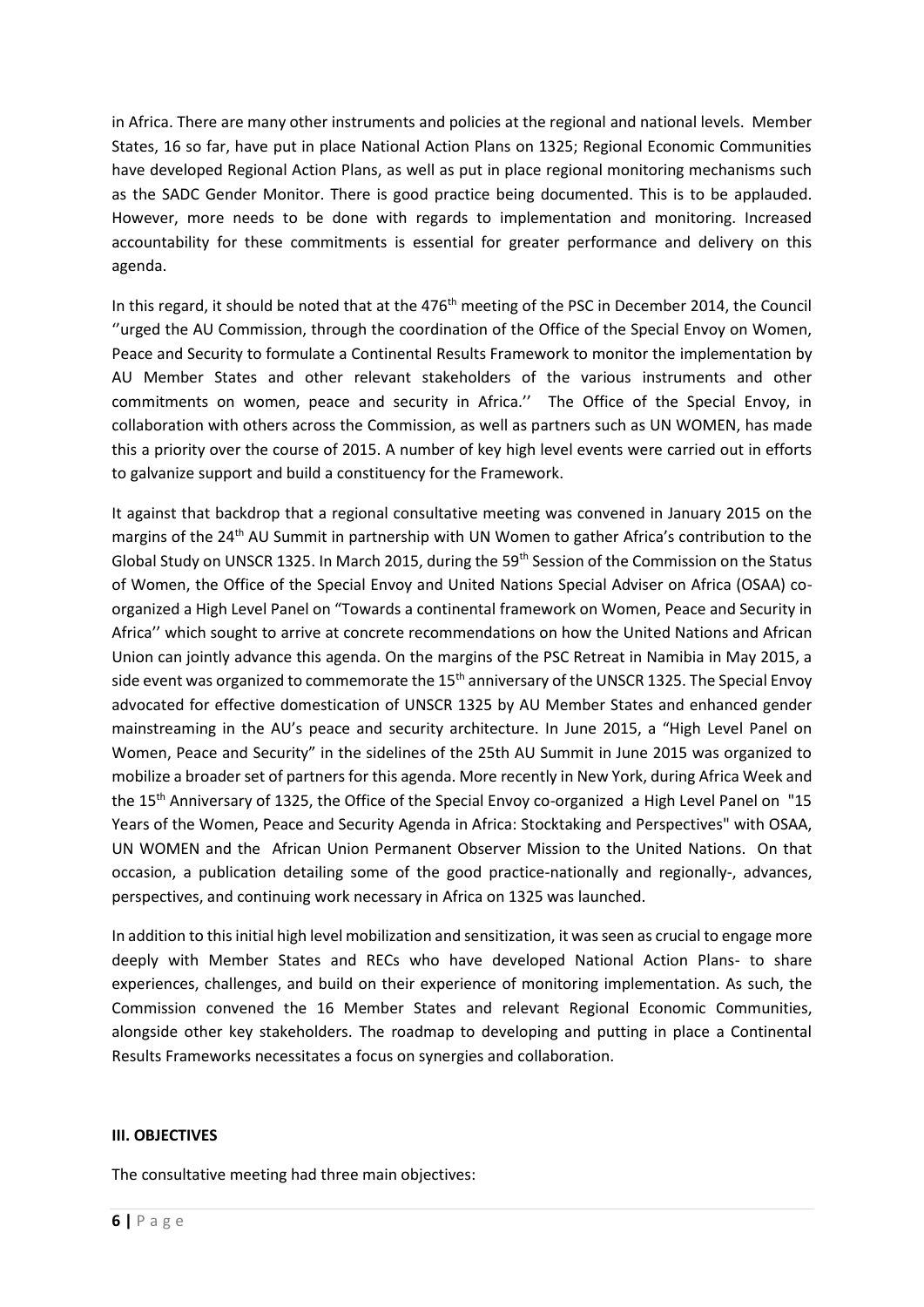in Africa. There are many other instruments and policies at the regional and national levels. Member States, 16 so far, have put in place National Action Plans on 1325; Regional Economic Communities have developed Regional Action Plans, as well as put in place regional monitoring mechanisms such as the SADC Gender Monitor. There is good practice being documented. This is to be applauded. However, more needs to be done with regards to implementation and monitoring. Increased accountability for these commitments is essential for greater performance and delivery on this agenda.

In this regard, it should be noted that at the 476th meeting of the PSC in December 2014, the Council ''urged the AU Commission, through the coordination of the Office of the Special Envoy on Women, Peace and Security to formulate a Continental Results Framework to monitor the implementation by AU Member States and other relevant stakeholders of the various instruments and other commitments on women, peace and security in Africa.'' The Office of the Special Envoy, in collaboration with others across the Commission, as well as partners such as UN WOMEN, has made this a priority over the course of 2015. A number of key high level events were carried out in efforts to galvanize support and build a constituency for the Framework.

It against that backdrop that a regional consultative meeting was convened in January 2015 on the margins of the 24th AU Summit in partnership with UN Women to gather Africa's contribution to the Global Study on UNSCR 1325. In March 2015, during the 59th Session of the Commission on the Status of Women, the Office of the Special Envoy and United Nations Special Adviser on Africa (OSAA) co-organized a High Level Panel on "Towards a continental framework on Women, Peace and Security in Africa'' which sought to arrive at concrete recommendations on how the United Nations and African Union can jointly advance this agenda. On the margins of the PSC Retreat in Namibia in May 2015, a side event was organized to commemorate the 15th anniversary of the UNSCR 1325. The Special Envoy advocated for effective domestication of UNSCR 1325 by AU Member States and enhanced gender mainstreaming in the AU's peace and security architecture. In June 2015, a "High Level Panel on Women, Peace and Security" in the sidelines of the 25th AU Summit in June 2015 was organized to mobilize a broader set of partners for this agenda. More recently in New York, during Africa Week and the 15th Anniversary of 1325, the Office of the Special Envoy co-organized a High Level Panel on "15 Years of the Women, Peace and Security Agenda in Africa: Stocktaking and Perspectives" with OSAA, UN WOMEN and the African Union Permanent Observer Mission to the United Nations. On that occasion, a publication detailing some of the good practice-nationally and regionally-, advances, perspectives, and continuing work necessary in Africa on 1325 was launched.

In addition to this initial high level mobilization and sensitization, it was seen as crucial to engage more deeply with Member States and RECs who have developed National Action Plans- to share experiences, challenges, and build on their experience of monitoring implementation. As such, the Commission convened the 16 Member States and relevant Regional Economic Communities, alongside other key stakeholders. The roadmap to developing and putting in place a Continental Results Frameworks necessitates a focus on synergies and collaboration.

**III. OBJECTIVES**

The consultative meeting had three main objectives: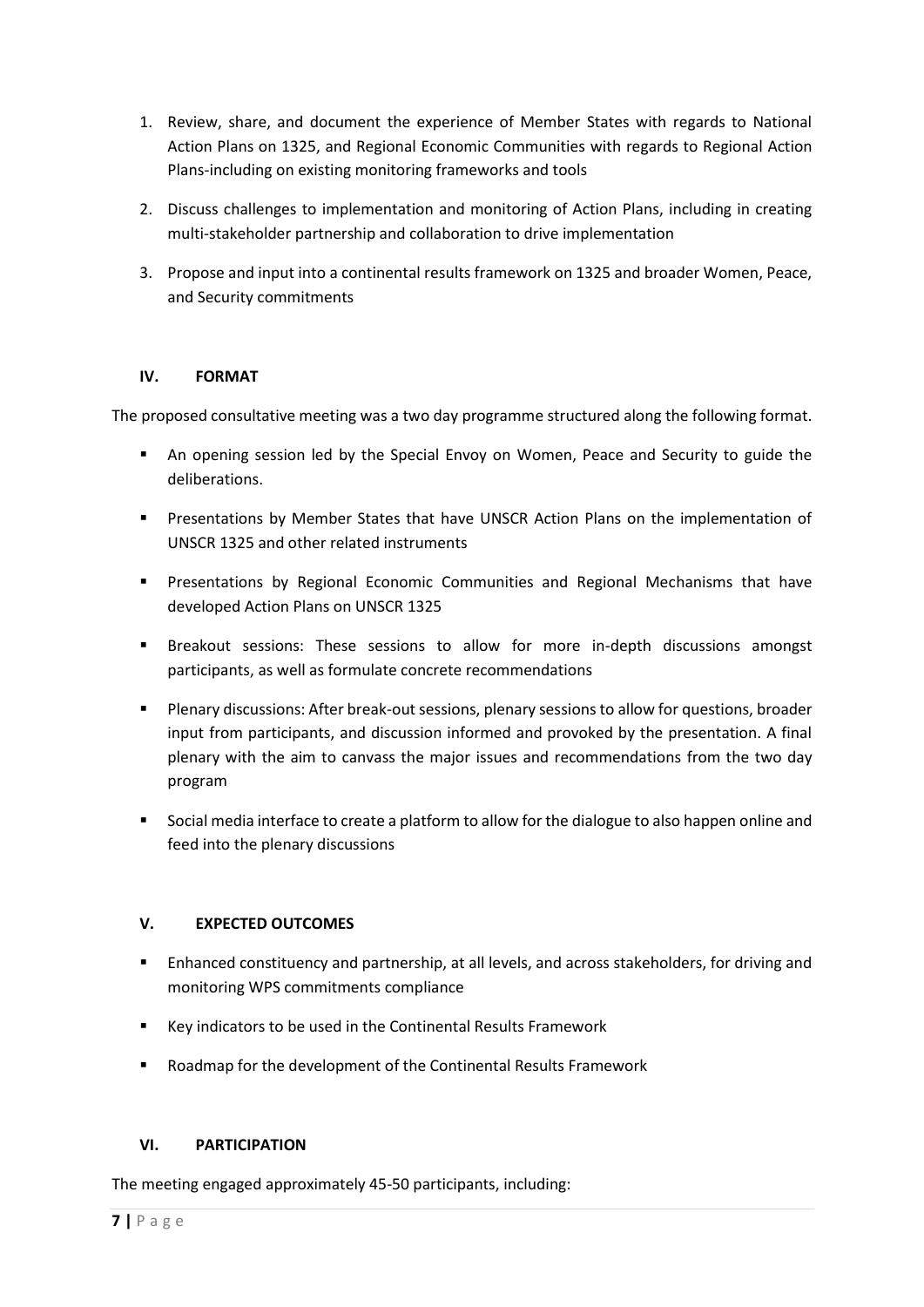1. Review, share, and document the experience of Member States with regards to National Action Plans on 1325, and Regional Economic Communities with regards to Regional Action Plans-including on existing monitoring frameworks and tools
2. Discuss challenges to implementation and monitoring of Action Plans, including in creating multi-stakeholder partnership and collaboration to drive implementation
3. Propose and input into a continental results framework on 1325 and broader Women, Peace, and Security commitments

## IV. FORMAT

The proposed consultative meeting was a two day programme structured along the following format.

- An opening session led by the Special Envoy on Women, Peace and Security to guide the deliberations.
- Presentations by Member States that have UNSCR Action Plans on the implementation of UNSCR 1325 and other related instruments
- Presentations by Regional Economic Communities and Regional Mechanisms that have developed Action Plans on UNSCR 1325
- Breakout sessions: These sessions to allow for more in-depth discussions amongst participants, as well as formulate concrete recommendations
- Plenary discussions: After break-out sessions, plenary sessions to allow for questions, broader input from participants, and discussion informed and provoked by the presentation. A final plenary with the aim to canvass the major issues and recommendations from the two day program
- Social media interface to create a platform to allow for the dialogue to also happen online and feed into the plenary discussions

## V. EXPECTED OUTCOMES

- Enhanced constituency and partnership, at all levels, and across stakeholders, for driving and monitoring WPS commitments compliance
- Key indicators to be used in the Continental Results Framework
- Roadmap for the development of the Continental Results Framework

## VI. PARTICIPATION

The meeting engaged approximately 45-50 participants, including: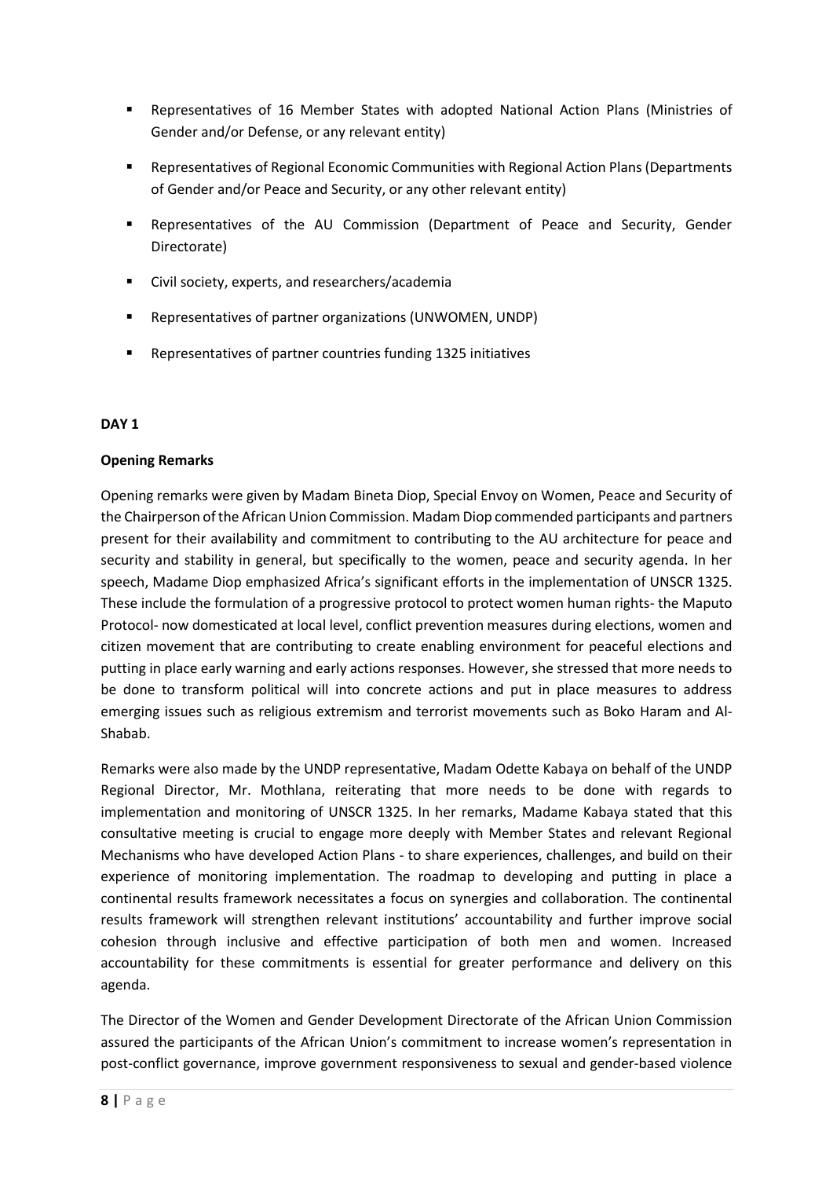- Representatives of 16 Member States with adopted National Action Plans (Ministries of Gender and/or Defense, or any relevant entity)
- Representatives of Regional Economic Communities with Regional Action Plans (Departments of Gender and/or Peace and Security, or any other relevant entity)
- Representatives of the AU Commission (Department of Peace and Security, Gender Directorate)
- Civil society, experts, and researchers/academia
- Representatives of partner organizations (UNWOMEN, UNDP)
- Representatives of partner countries funding 1325 initiatives

**DAY 1**

**Opening Remarks**

Opening remarks were given by Madam Bineta Diop, Special Envoy on Women, Peace and Security of the Chairperson of the African Union Commission. Madam Diop commended participants and partners present for their availability and commitment to contributing to the AU architecture for peace and security and stability in general, but specifically to the women, peace and security agenda. In her speech, Madame Diop emphasized Africa's significant efforts in the implementation of UNSCR 1325. These include the formulation of a progressive protocol to protect women human rights- the Maputo Protocol- now domesticated at local level, conflict prevention measures during elections, women and citizen movement that are contributing to create enabling environment for peaceful elections and putting in place early warning and early actions responses. However, she stressed that more needs to be done to transform political will into concrete actions and put in place measures to address emerging issues such as religious extremism and terrorist movements such as Boko Haram and Al-Shabab.

Remarks were also made by the UNDP representative, Madam Odette Kabaya on behalf of the UNDP Regional Director, Mr. Mothlana, reiterating that more needs to be done with regards to implementation and monitoring of UNSCR 1325. In her remarks, Madame Kabaya stated that this consultative meeting is crucial to engage more deeply with Member States and relevant Regional Mechanisms who have developed Action Plans - to share experiences, challenges, and build on their experience of monitoring implementation. The roadmap to developing and putting in place a continental results framework necessitates a focus on synergies and collaboration. The continental results framework will strengthen relevant institutions' accountability and further improve social cohesion through inclusive and effective participation of both men and women. Increased accountability for these commitments is essential for greater performance and delivery on this agenda.

The Director of the Women and Gender Development Directorate of the African Union Commission assured the participants of the African Union's commitment to increase women's representation in post-conflict governance, improve government responsiveness to sexual and gender-based violence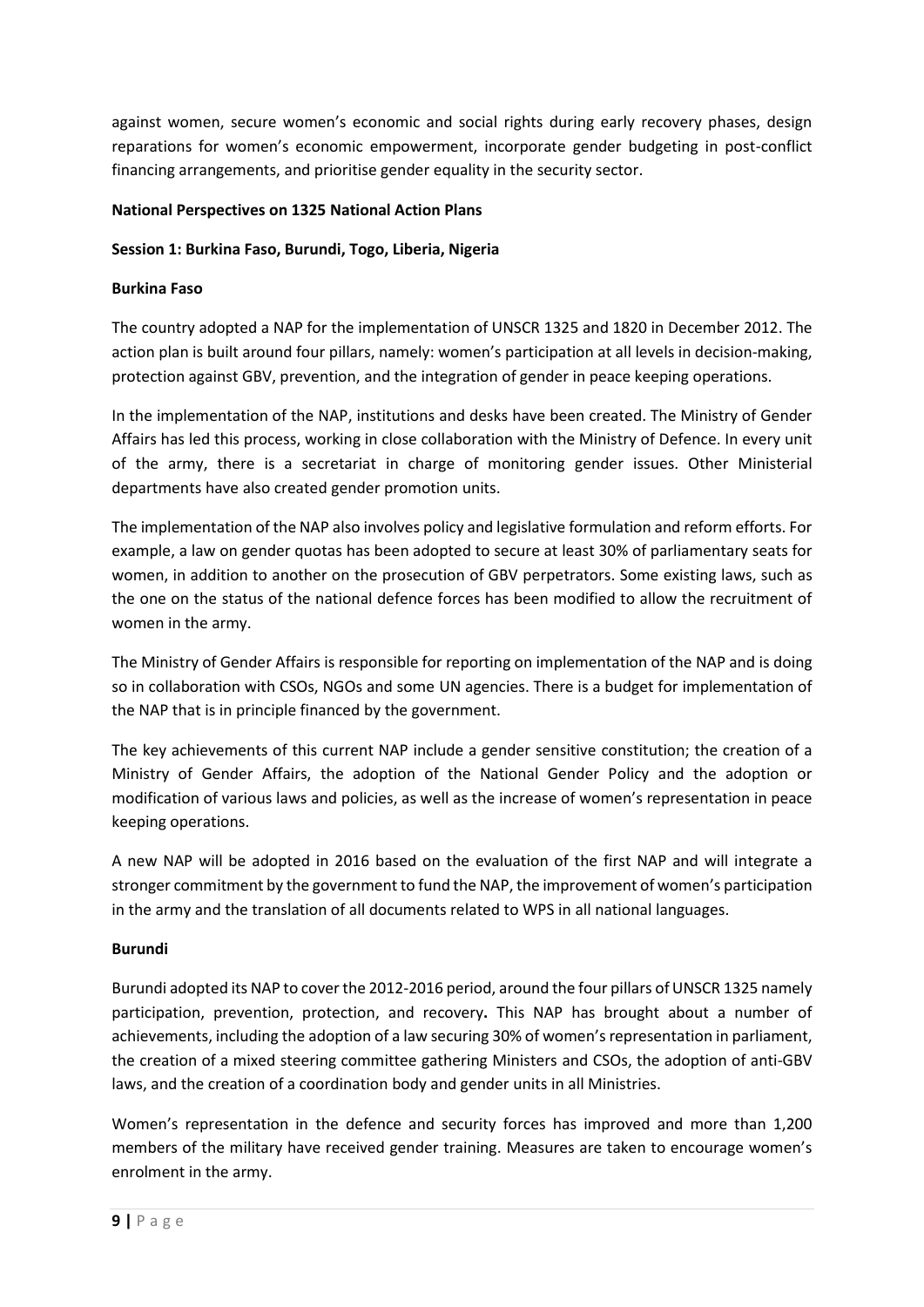against women, secure women's economic and social rights during early recovery phases, design reparations for women's economic empowerment, incorporate gender budgeting in post-conflict financing arrangements, and prioritise gender equality in the security sector.

## National Perspectives on 1325 National Action Plans

### Session 1: Burkina Faso, Burundi, Togo, Liberia, Nigeria

#### Burkina Faso

The country adopted a NAP for the implementation of UNSCR 1325 and 1820 in December 2012. The action plan is built around four pillars, namely: women's participation at all levels in decision-making, protection against GBV, prevention, and the integration of gender in peace keeping operations.

In the implementation of the NAP, institutions and desks have been created. The Ministry of Gender Affairs has led this process, working in close collaboration with the Ministry of Defence. In every unit of the army, there is a secretariat in charge of monitoring gender issues. Other Ministerial departments have also created gender promotion units.

The implementation of the NAP also involves policy and legislative formulation and reform efforts. For example, a law on gender quotas has been adopted to secure at least 30% of parliamentary seats for women, in addition to another on the prosecution of GBV perpetrators. Some existing laws, such as the one on the status of the national defence forces has been modified to allow the recruitment of women in the army.

The Ministry of Gender Affairs is responsible for reporting on implementation of the NAP and is doing so in collaboration with CSOs, NGOs and some UN agencies. There is a budget for implementation of the NAP that is in principle financed by the government.

The key achievements of this current NAP include a gender sensitive constitution; the creation of a Ministry of Gender Affairs, the adoption of the National Gender Policy and the adoption or modification of various laws and policies, as well as the increase of women's representation in peace keeping operations.

A new NAP will be adopted in 2016 based on the evaluation of the first NAP and will integrate a stronger commitment by the government to fund the NAP, the improvement of women's participation in the army and the translation of all documents related to WPS in all national languages.

#### Burundi

Burundi adopted its NAP to cover the 2012-2016 period, around the four pillars of UNSCR 1325 namely participation, prevention, protection, and recovery**.** This NAP has brought about a number of achievements, including the adoption of a law securing 30% of women's representation in parliament, the creation of a mixed steering committee gathering Ministers and CSOs, the adoption of anti-GBV laws, and the creation of a coordination body and gender units in all Ministries.

Women's representation in the defence and security forces has improved and more than 1,200 members of the military have received gender training. Measures are taken to encourage women's enrolment in the army.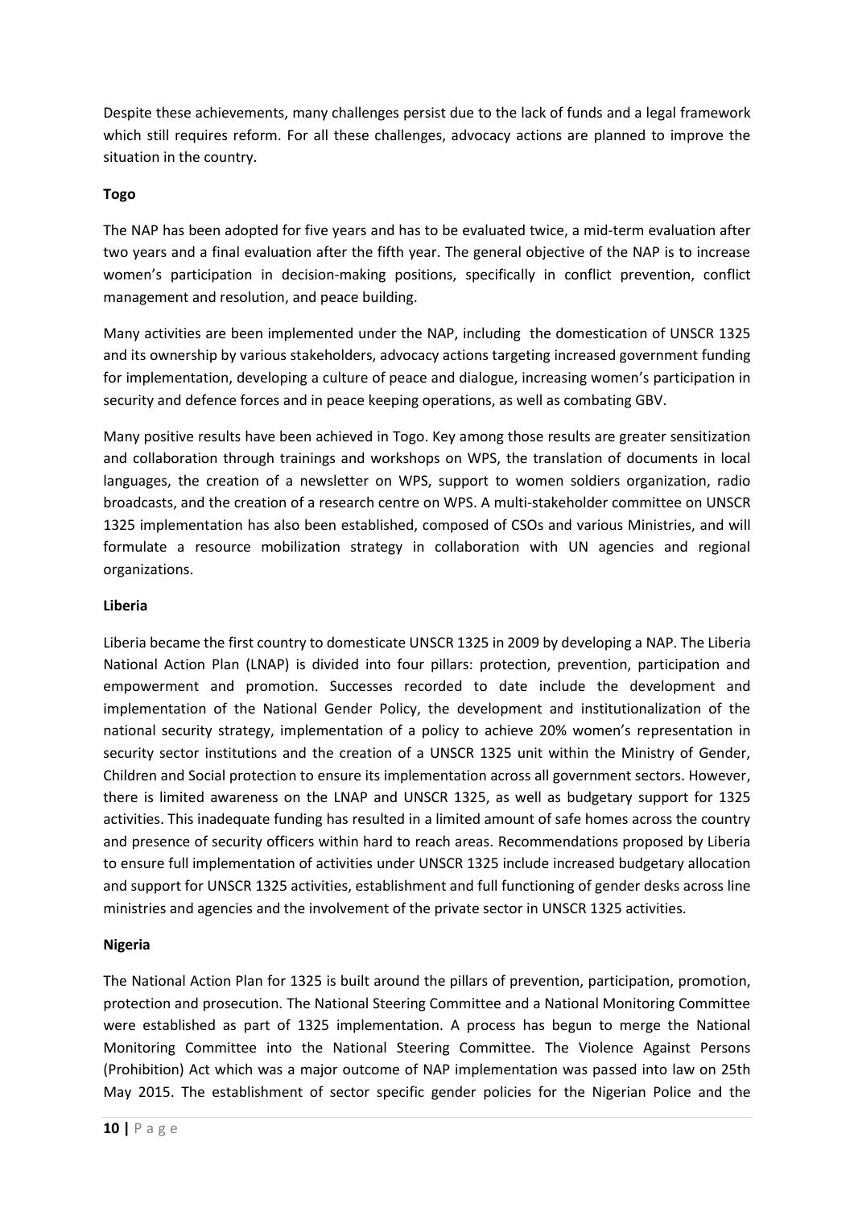Despite these achievements, many challenges persist due to the lack of funds and a legal framework which still requires reform. For all these challenges, advocacy actions are planned to improve the situation in the country.

**Togo**

The NAP has been adopted for five years and has to be evaluated twice, a mid-term evaluation after two years and a final evaluation after the fifth year. The general objective of the NAP is to increase women's participation in decision-making positions, specifically in conflict prevention, conflict management and resolution, and peace building.

Many activities are been implemented under the NAP, including the domestication of UNSCR 1325 and its ownership by various stakeholders, advocacy actions targeting increased government funding for implementation, developing a culture of peace and dialogue, increasing women's participation in security and defence forces and in peace keeping operations, as well as combating GBV.

Many positive results have been achieved in Togo. Key among those results are greater sensitization and collaboration through trainings and workshops on WPS, the translation of documents in local languages, the creation of a newsletter on WPS, support to women soldiers organization, radio broadcasts, and the creation of a research centre on WPS. A multi-stakeholder committee on UNSCR 1325 implementation has also been established, composed of CSOs and various Ministries, and will formulate a resource mobilization strategy in collaboration with UN agencies and regional organizations.

**Liberia**

Liberia became the first country to domesticate UNSCR 1325 in 2009 by developing a NAP. The Liberia National Action Plan (LNAP) is divided into four pillars: protection, prevention, participation and empowerment and promotion. Successes recorded to date include the development and implementation of the National Gender Policy, the development and institutionalization of the national security strategy, implementation of a policy to achieve 20% women's representation in security sector institutions and the creation of a UNSCR 1325 unit within the Ministry of Gender, Children and Social protection to ensure its implementation across all government sectors. However, there is limited awareness on the LNAP and UNSCR 1325, as well as budgetary support for 1325 activities. This inadequate funding has resulted in a limited amount of safe homes across the country and presence of security officers within hard to reach areas. Recommendations proposed by Liberia to ensure full implementation of activities under UNSCR 1325 include increased budgetary allocation and support for UNSCR 1325 activities, establishment and full functioning of gender desks across line ministries and agencies and the involvement of the private sector in UNSCR 1325 activities.

**Nigeria**

The National Action Plan for 1325 is built around the pillars of prevention, participation, promotion, protection and prosecution. The National Steering Committee and a National Monitoring Committee were established as part of 1325 implementation. A process has begun to merge the National Monitoring Committee into the National Steering Committee. The Violence Against Persons (Prohibition) Act which was a major outcome of NAP implementation was passed into law on 25th May 2015. The establishment of sector specific gender policies for the Nigerian Police and the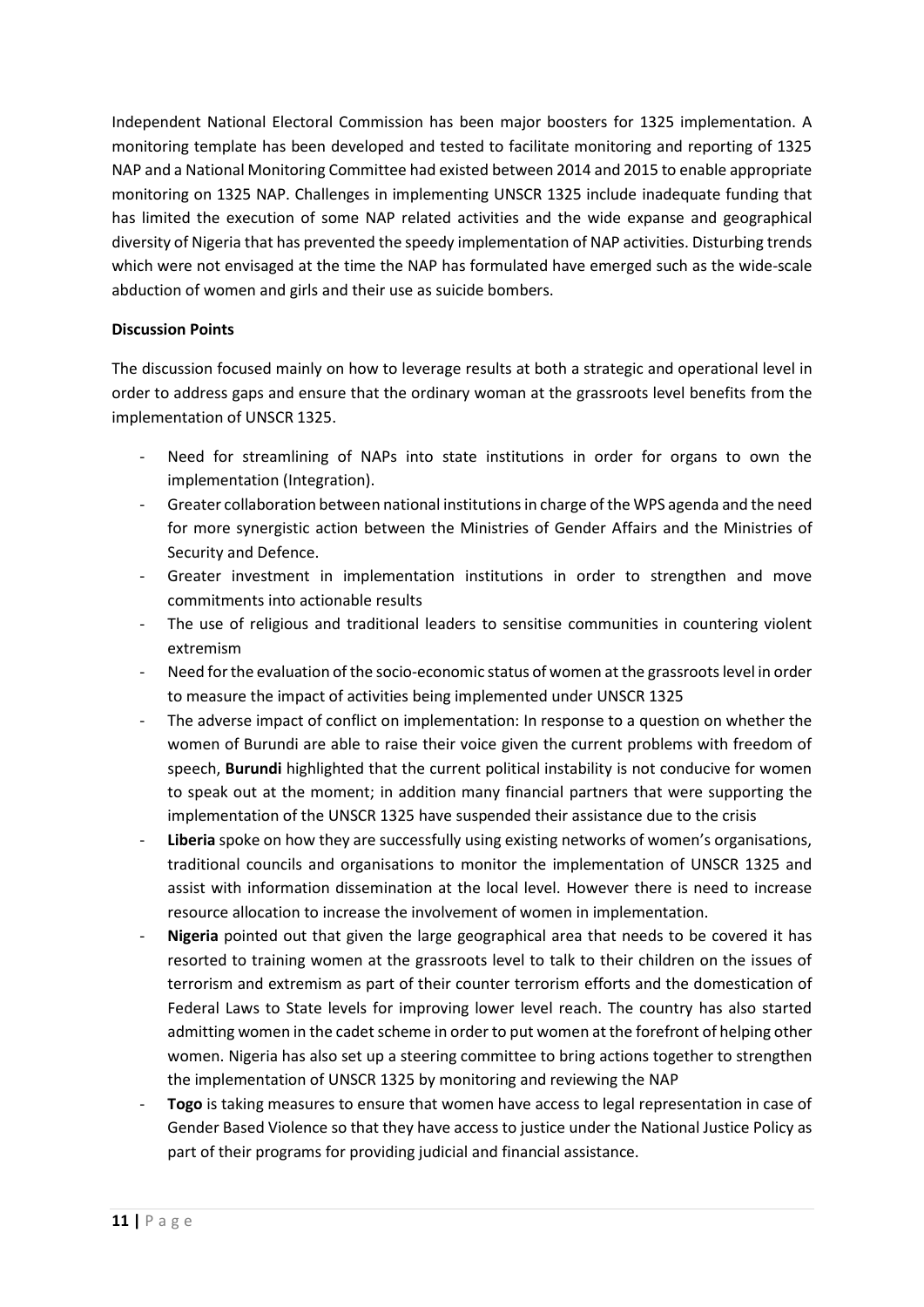Independent National Electoral Commission has been major boosters for 1325 implementation. A monitoring template has been developed and tested to facilitate monitoring and reporting of 1325 NAP and a National Monitoring Committee had existed between 2014 and 2015 to enable appropriate monitoring on 1325 NAP. Challenges in implementing UNSCR 1325 include inadequate funding that has limited the execution of some NAP related activities and the wide expanse and geographical diversity of Nigeria that has prevented the speedy implementation of NAP activities. Disturbing trends which were not envisaged at the time the NAP has formulated have emerged such as the wide-scale abduction of women and girls and their use as suicide bombers.

**Discussion Points**

The discussion focused mainly on how to leverage results at both a strategic and operational level in order to address gaps and ensure that the ordinary woman at the grassroots level benefits from the implementation of UNSCR 1325.

- Need for streamlining of NAPs into state institutions in order for organs to own the implementation (Integration).
- Greater collaboration between national institutions in charge of the WPS agenda and the need for more synergistic action between the Ministries of Gender Affairs and the Ministries of Security and Defence.
- Greater investment in implementation institutions in order to strengthen and move commitments into actionable results
- The use of religious and traditional leaders to sensitise communities in countering violent extremism
- Need for the evaluation of the socio-economic status of women at the grassroots level in order to measure the impact of activities being implemented under UNSCR 1325
- The adverse impact of conflict on implementation: In response to a question on whether the women of Burundi are able to raise their voice given the current problems with freedom of speech, **Burundi** highlighted that the current political instability is not conducive for women to speak out at the moment; in addition many financial partners that were supporting the implementation of the UNSCR 1325 have suspended their assistance due to the crisis
- **Liberia** spoke on how they are successfully using existing networks of women's organisations, traditional councils and organisations to monitor the implementation of UNSCR 1325 and assist with information dissemination at the local level. However there is need to increase resource allocation to increase the involvement of women in implementation.
- **Nigeria** pointed out that given the large geographical area that needs to be covered it has resorted to training women at the grassroots level to talk to their children on the issues of terrorism and extremism as part of their counter terrorism efforts and the domestication of Federal Laws to State levels for improving lower level reach. The country has also started admitting women in the cadet scheme in order to put women at the forefront of helping other women. Nigeria has also set up a steering committee to bring actions together to strengthen the implementation of UNSCR 1325 by monitoring and reviewing the NAP
- **Togo** is taking measures to ensure that women have access to legal representation in case of Gender Based Violence so that they have access to justice under the National Justice Policy as part of their programs for providing judicial and financial assistance.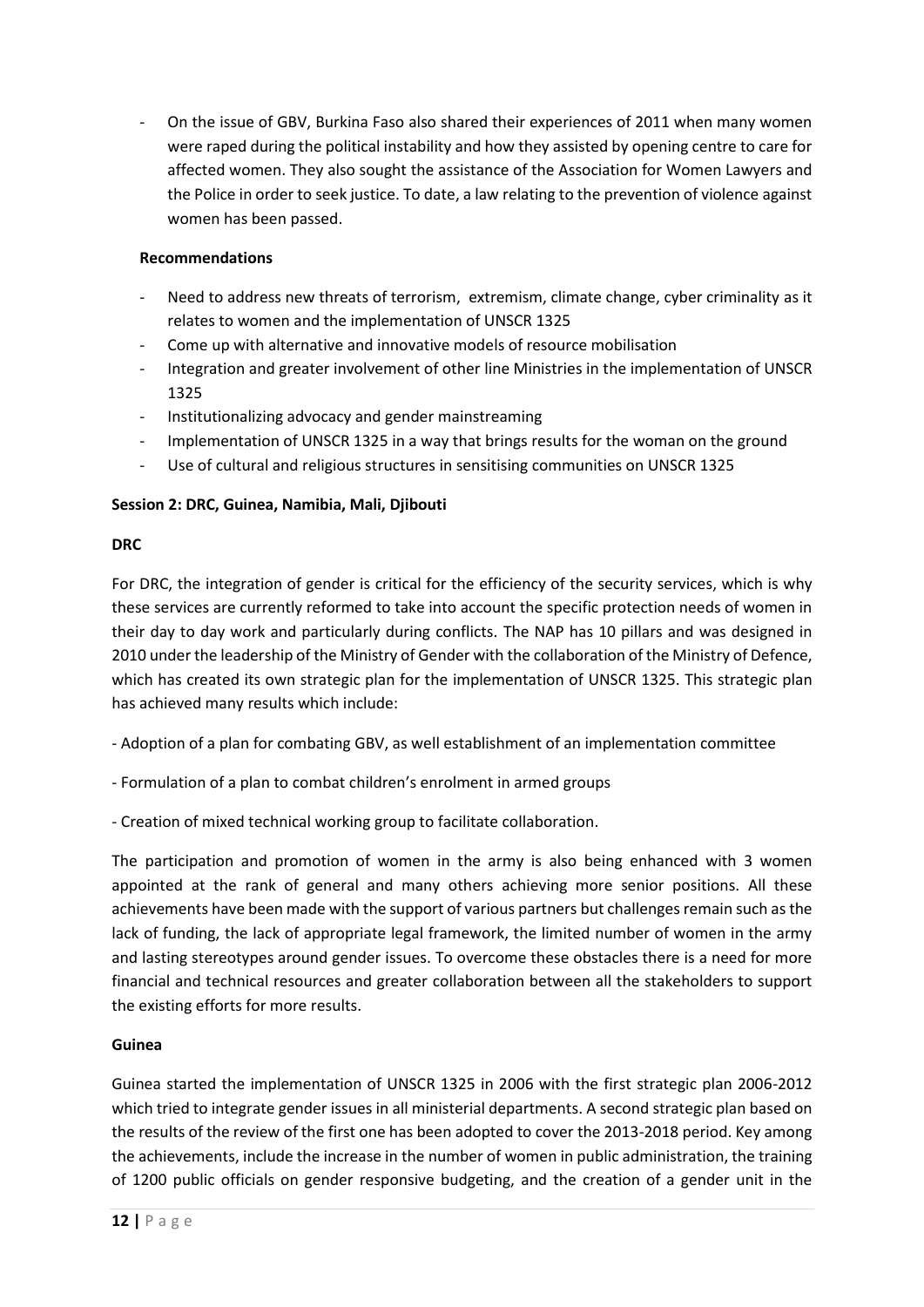- On the issue of GBV, Burkina Faso also shared their experiences of 2011 when many women were raped during the political instability and how they assisted by opening centre to care for affected women. They also sought the assistance of the Association for Women Lawyers and the Police in order to seek justice. To date, a law relating to the prevention of violence against women has been passed.

**Recommendations**

- Need to address new threats of terrorism, extremism, climate change, cyber criminality as it relates to women and the implementation of UNSCR 1325
- Come up with alternative and innovative models of resource mobilisation
- Integration and greater involvement of other line Ministries in the implementation of UNSCR 1325
- Institutionalizing advocacy and gender mainstreaming
- Implementation of UNSCR 1325 in a way that brings results for the woman on the ground
- Use of cultural and religious structures in sensitising communities on UNSCR 1325

**Session 2: DRC, Guinea, Namibia, Mali, Djibouti**

**DRC**

For DRC, the integration of gender is critical for the efficiency of the security services, which is why these services are currently reformed to take into account the specific protection needs of women in their day to day work and particularly during conflicts. The NAP has 10 pillars and was designed in 2010 under the leadership of the Ministry of Gender with the collaboration of the Ministry of Defence, which has created its own strategic plan for the implementation of UNSCR 1325. This strategic plan has achieved many results which include:

- Adoption of a plan for combating GBV, as well establishment of an implementation committee
- Formulation of a plan to combat children's enrolment in armed groups
- Creation of mixed technical working group to facilitate collaboration.

The participation and promotion of women in the army is also being enhanced with 3 women appointed at the rank of general and many others achieving more senior positions. All these achievements have been made with the support of various partners but challenges remain such as the lack of funding, the lack of appropriate legal framework, the limited number of women in the army and lasting stereotypes around gender issues. To overcome these obstacles there is a need for more financial and technical resources and greater collaboration between all the stakeholders to support the existing efforts for more results.

**Guinea**

Guinea started the implementation of UNSCR 1325 in 2006 with the first strategic plan 2006-2012 which tried to integrate gender issues in all ministerial departments. A second strategic plan based on the results of the review of the first one has been adopted to cover the 2013-2018 period. Key among the achievements, include the increase in the number of women in public administration, the training of 1200 public officials on gender responsive budgeting, and the creation of a gender unit in the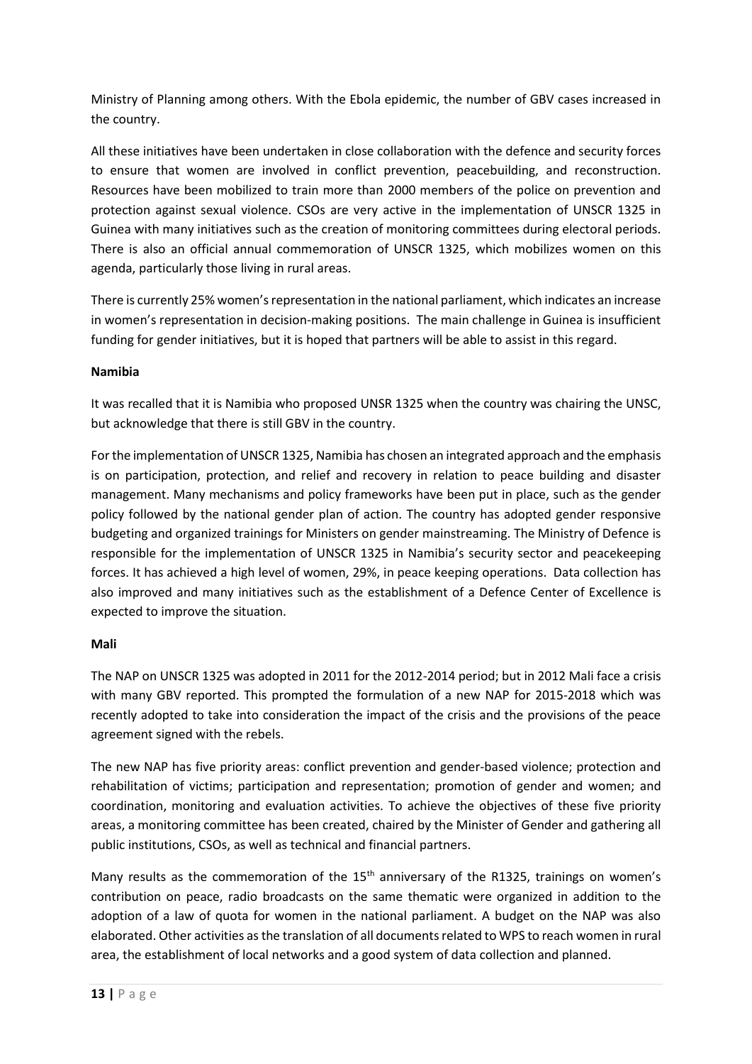Ministry of Planning among others. With the Ebola epidemic, the number of GBV cases increased in the country.

All these initiatives have been undertaken in close collaboration with the defence and security forces to ensure that women are involved in conflict prevention, peacebuilding, and reconstruction. Resources have been mobilized to train more than 2000 members of the police on prevention and protection against sexual violence. CSOs are very active in the implementation of UNSCR 1325 in Guinea with many initiatives such as the creation of monitoring committees during electoral periods. There is also an official annual commemoration of UNSCR 1325, which mobilizes women on this agenda, particularly those living in rural areas.

There is currently 25% women's representation in the national parliament, which indicates an increase in women's representation in decision-making positions. The main challenge in Guinea is insufficient funding for gender initiatives, but it is hoped that partners will be able to assist in this regard.

**Namibia**

It was recalled that it is Namibia who proposed UNSR 1325 when the country was chairing the UNSC, but acknowledge that there is still GBV in the country.

For the implementation of UNSCR 1325, Namibia has chosen an integrated approach and the emphasis is on participation, protection, and relief and recovery in relation to peace building and disaster management. Many mechanisms and policy frameworks have been put in place, such as the gender policy followed by the national gender plan of action. The country has adopted gender responsive budgeting and organized trainings for Ministers on gender mainstreaming. The Ministry of Defence is responsible for the implementation of UNSCR 1325 in Namibia's security sector and peacekeeping forces. It has achieved a high level of women, 29%, in peace keeping operations. Data collection has also improved and many initiatives such as the establishment of a Defence Center of Excellence is expected to improve the situation.

**Mali**

The NAP on UNSCR 1325 was adopted in 2011 for the 2012-2014 period; but in 2012 Mali face a crisis with many GBV reported. This prompted the formulation of a new NAP for 2015-2018 which was recently adopted to take into consideration the impact of the crisis and the provisions of the peace agreement signed with the rebels.

The new NAP has five priority areas: conflict prevention and gender-based violence; protection and rehabilitation of victims; participation and representation; promotion of gender and women; and coordination, monitoring and evaluation activities. To achieve the objectives of these five priority areas, a monitoring committee has been created, chaired by the Minister of Gender and gathering all public institutions, CSOs, as well as technical and financial partners.

Many results as the commemoration of the 15th anniversary of the R1325, trainings on women's contribution on peace, radio broadcasts on the same thematic were organized in addition to the adoption of a law of quota for women in the national parliament. A budget on the NAP was also elaborated. Other activities as the translation of all documents related to WPS to reach women in rural area, the establishment of local networks and a good system of data collection and planned.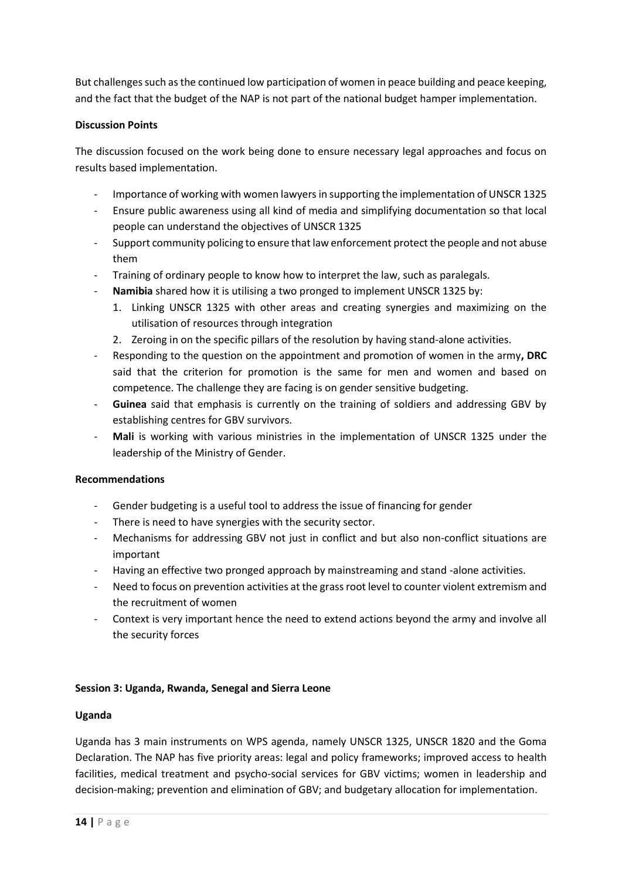But challenges such as the continued low participation of women in peace building and peace keeping, and the fact that the budget of the NAP is not part of the national budget hamper implementation.

**Discussion Points**

The discussion focused on the work being done to ensure necessary legal approaches and focus on results based implementation.

- Importance of working with women lawyers in supporting the implementation of UNSCR 1325
- Ensure public awareness using all kind of media and simplifying documentation so that local people can understand the objectives of UNSCR 1325
- Support community policing to ensure that law enforcement protect the people and not abuse them
- Training of ordinary people to know how to interpret the law, such as paralegals.
- **Namibia** shared how it is utilising a two pronged to implement UNSCR 1325 by:
    1. Linking UNSCR 1325 with other areas and creating synergies and maximizing on the utilisation of resources through integration
    2. Zeroing in on the specific pillars of the resolution by having stand-alone activities.
- Responding to the question on the appointment and promotion of women in the army**, DRC** said that the criterion for promotion is the same for men and women and based on competence. The challenge they are facing is on gender sensitive budgeting.
- **Guinea** said that emphasis is currently on the training of soldiers and addressing GBV by establishing centres for GBV survivors.
- **Mali** is working with various ministries in the implementation of UNSCR 1325 under the leadership of the Ministry of Gender.

**Recommendations**

- Gender budgeting is a useful tool to address the issue of financing for gender
- There is need to have synergies with the security sector.
- Mechanisms for addressing GBV not just in conflict and but also non-conflict situations are important
- Having an effective two pronged approach by mainstreaming and stand -alone activities.
- Need to focus on prevention activities at the grass root level to counter violent extremism and the recruitment of women
- Context is very important hence the need to extend actions beyond the army and involve all the security forces

**Session 3: Uganda, Rwanda, Senegal and Sierra Leone**

**Uganda**

Uganda has 3 main instruments on WPS agenda, namely UNSCR 1325, UNSCR 1820 and the Goma Declaration. The NAP has five priority areas: legal and policy frameworks; improved access to health facilities, medical treatment and psycho-social services for GBV victims; women in leadership and decision-making; prevention and elimination of GBV; and budgetary allocation for implementation.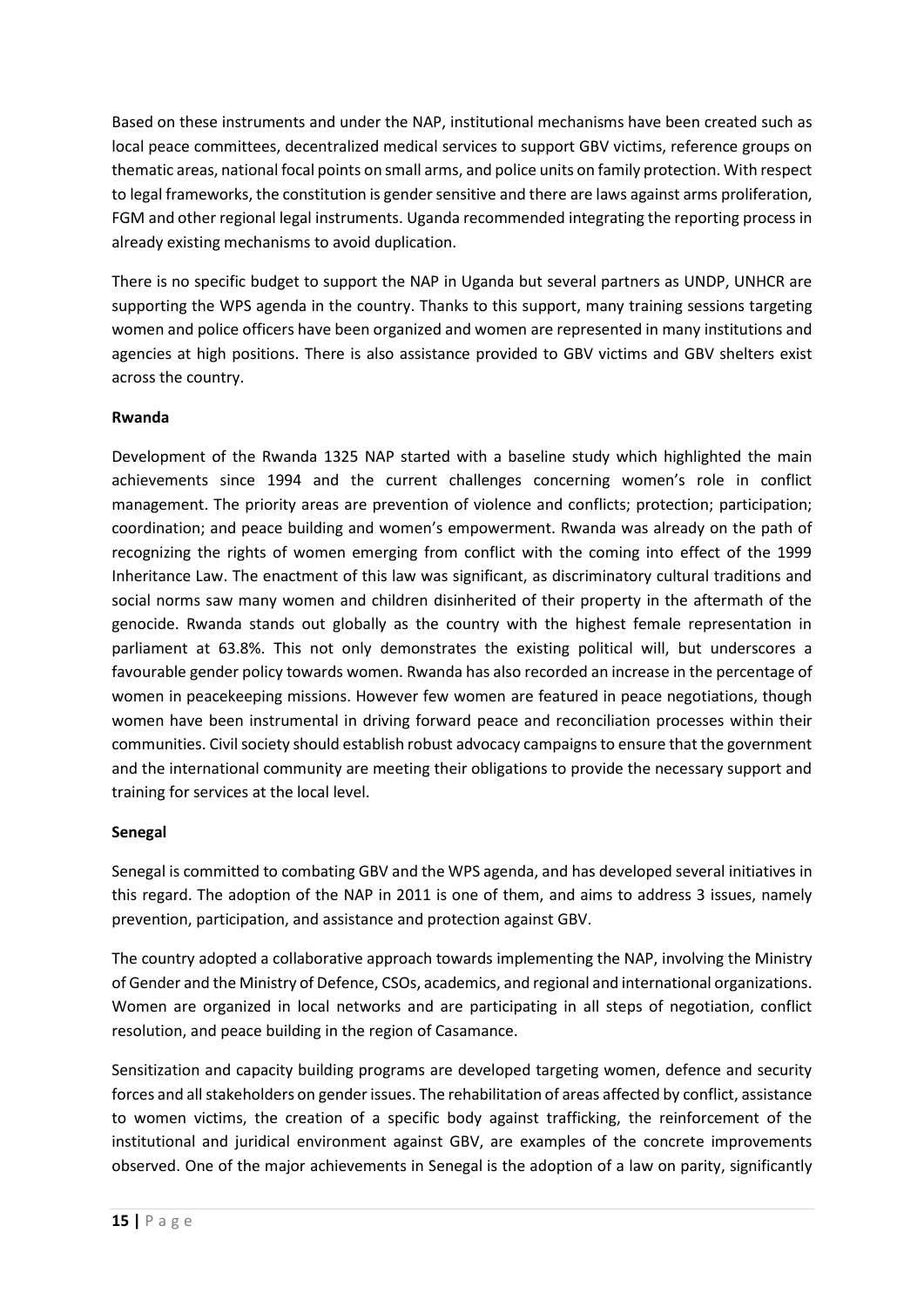Based on these instruments and under the NAP, institutional mechanisms have been created such as local peace committees, decentralized medical services to support GBV victims, reference groups on thematic areas, national focal points on small arms, and police units on family protection. With respect to legal frameworks, the constitution is gender sensitive and there are laws against arms proliferation, FGM and other regional legal instruments. Uganda recommended integrating the reporting process in already existing mechanisms to avoid duplication.

There is no specific budget to support the NAP in Uganda but several partners as UNDP, UNHCR are supporting the WPS agenda in the country. Thanks to this support, many training sessions targeting women and police officers have been organized and women are represented in many institutions and agencies at high positions. There is also assistance provided to GBV victims and GBV shelters exist across the country.

**Rwanda**

Development of the Rwanda 1325 NAP started with a baseline study which highlighted the main achievements since 1994 and the current challenges concerning women's role in conflict management. The priority areas are prevention of violence and conflicts; protection; participation; coordination; and peace building and women's empowerment. Rwanda was already on the path of recognizing the rights of women emerging from conflict with the coming into effect of the 1999 Inheritance Law. The enactment of this law was significant, as discriminatory cultural traditions and social norms saw many women and children disinherited of their property in the aftermath of the genocide. Rwanda stands out globally as the country with the highest female representation in parliament at 63.8%. This not only demonstrates the existing political will, but underscores a favourable gender policy towards women. Rwanda has also recorded an increase in the percentage of women in peacekeeping missions. However few women are featured in peace negotiations, though women have been instrumental in driving forward peace and reconciliation processes within their communities. Civil society should establish robust advocacy campaigns to ensure that the government and the international community are meeting their obligations to provide the necessary support and training for services at the local level.

**Senegal**

Senegal is committed to combating GBV and the WPS agenda, and has developed several initiatives in this regard. The adoption of the NAP in 2011 is one of them, and aims to address 3 issues, namely prevention, participation, and assistance and protection against GBV.

The country adopted a collaborative approach towards implementing the NAP, involving the Ministry of Gender and the Ministry of Defence, CSOs, academics, and regional and international organizations. Women are organized in local networks and are participating in all steps of negotiation, conflict resolution, and peace building in the region of Casamance.

Sensitization and capacity building programs are developed targeting women, defence and security forces and all stakeholders on gender issues. The rehabilitation of areas affected by conflict, assistance to women victims, the creation of a specific body against trafficking, the reinforcement of the institutional and juridical environment against GBV, are examples of the concrete improvements observed. One of the major achievements in Senegal is the adoption of a law on parity, significantly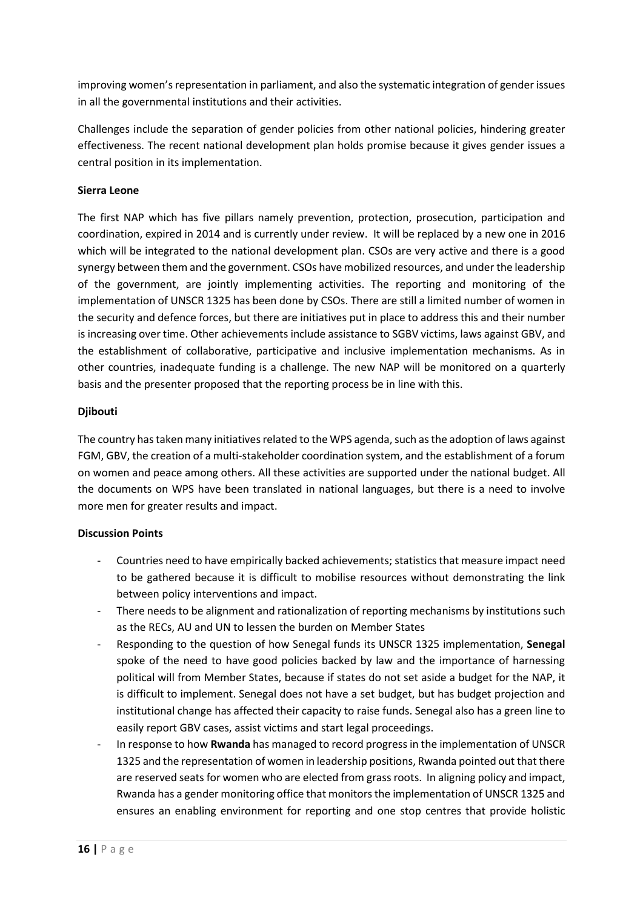improving women's representation in parliament, and also the systematic integration of gender issues in all the governmental institutions and their activities.

Challenges include the separation of gender policies from other national policies, hindering greater effectiveness. The recent national development plan holds promise because it gives gender issues a central position in its implementation.

**Sierra Leone**

The first NAP which has five pillars namely prevention, protection, prosecution, participation and coordination, expired in 2014 and is currently under review. It will be replaced by a new one in 2016 which will be integrated to the national development plan. CSOs are very active and there is a good synergy between them and the government. CSOs have mobilized resources, and under the leadership of the government, are jointly implementing activities. The reporting and monitoring of the implementation of UNSCR 1325 has been done by CSOs. There are still a limited number of women in the security and defence forces, but there are initiatives put in place to address this and their number is increasing over time. Other achievements include assistance to SGBV victims, laws against GBV, and the establishment of collaborative, participative and inclusive implementation mechanisms. As in other countries, inadequate funding is a challenge. The new NAP will be monitored on a quarterly basis and the presenter proposed that the reporting process be in line with this.

**Djibouti**

The country has taken many initiatives related to the WPS agenda, such as the adoption of laws against FGM, GBV, the creation of a multi-stakeholder coordination system, and the establishment of a forum on women and peace among others. All these activities are supported under the national budget. All the documents on WPS have been translated in national languages, but there is a need to involve more men for greater results and impact.

**Discussion Points**

- Countries need to have empirically backed achievements; statistics that measure impact need to be gathered because it is difficult to mobilise resources without demonstrating the link between policy interventions and impact.
- There needs to be alignment and rationalization of reporting mechanisms by institutions such as the RECs, AU and UN to lessen the burden on Member States
- Responding to the question of how Senegal funds its UNSCR 1325 implementation, **Senegal** spoke of the need to have good policies backed by law and the importance of harnessing political will from Member States, because if states do not set aside a budget for the NAP, it is difficult to implement. Senegal does not have a set budget, but has budget projection and institutional change has affected their capacity to raise funds. Senegal also has a green line to easily report GBV cases, assist victims and start legal proceedings.
- In response to how **Rwanda** has managed to record progress in the implementation of UNSCR 1325 and the representation of women in leadership positions, Rwanda pointed out that there are reserved seats for women who are elected from grass roots. In aligning policy and impact, Rwanda has a gender monitoring office that monitors the implementation of UNSCR 1325 and ensures an enabling environment for reporting and one stop centres that provide holistic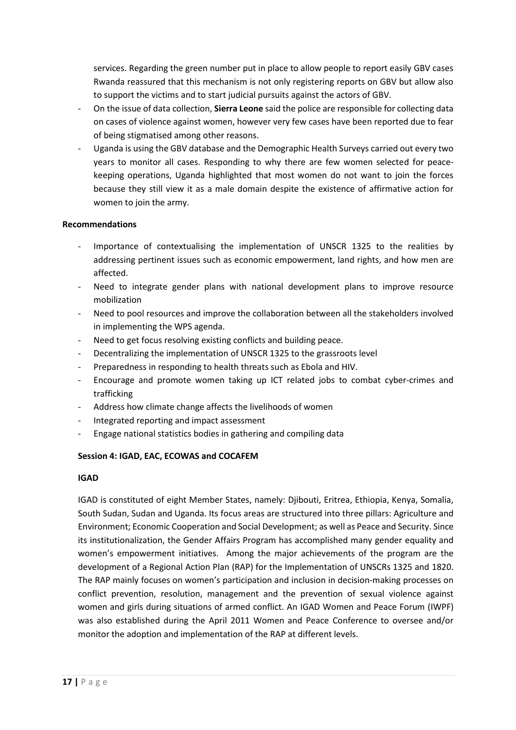services. Regarding the green number put in place to allow people to report easily GBV cases Rwanda reassured that this mechanism is not only registering reports on GBV but allow also to support the victims and to start judicial pursuits against the actors of GBV.

- On the issue of data collection, **Sierra Leone** said the police are responsible for collecting data on cases of violence against women, however very few cases have been reported due to fear of being stigmatised among other reasons.
- Uganda is using the GBV database and the Demographic Health Surveys carried out every two years to monitor all cases. Responding to why there are few women selected for peace-keeping operations, Uganda highlighted that most women do not want to join the forces because they still view it as a male domain despite the existence of affirmative action for women to join the army.

**Recommendations**

- Importance of contextualising the implementation of UNSCR 1325 to the realities by addressing pertinent issues such as economic empowerment, land rights, and how men are affected.
- Need to integrate gender plans with national development plans to improve resource mobilization
- Need to pool resources and improve the collaboration between all the stakeholders involved in implementing the WPS agenda.
- Need to get focus resolving existing conflicts and building peace.
- Decentralizing the implementation of UNSCR 1325 to the grassroots level
- Preparedness in responding to health threats such as Ebola and HIV.
- Encourage and promote women taking up ICT related jobs to combat cyber-crimes and trafficking
- Address how climate change affects the livelihoods of women
- Integrated reporting and impact assessment
- Engage national statistics bodies in gathering and compiling data

**Session 4: IGAD, EAC, ECOWAS and COCAFEM**

**IGAD**

IGAD is constituted of eight Member States, namely: Djibouti, Eritrea, Ethiopia, Kenya, Somalia, South Sudan, Sudan and Uganda. Its focus areas are structured into three pillars: Agriculture and Environment; Economic Cooperation and Social Development; as well as Peace and Security. Since its institutionalization, the Gender Affairs Program has accomplished many gender equality and women's empowerment initiatives. Among the major achievements of the program are the development of a Regional Action Plan (RAP) for the Implementation of UNSCRs 1325 and 1820. The RAP mainly focuses on women's participation and inclusion in decision-making processes on conflict prevention, resolution, management and the prevention of sexual violence against women and girls during situations of armed conflict. An IGAD Women and Peace Forum (IWPF) was also established during the April 2011 Women and Peace Conference to oversee and/or monitor the adoption and implementation of the RAP at different levels.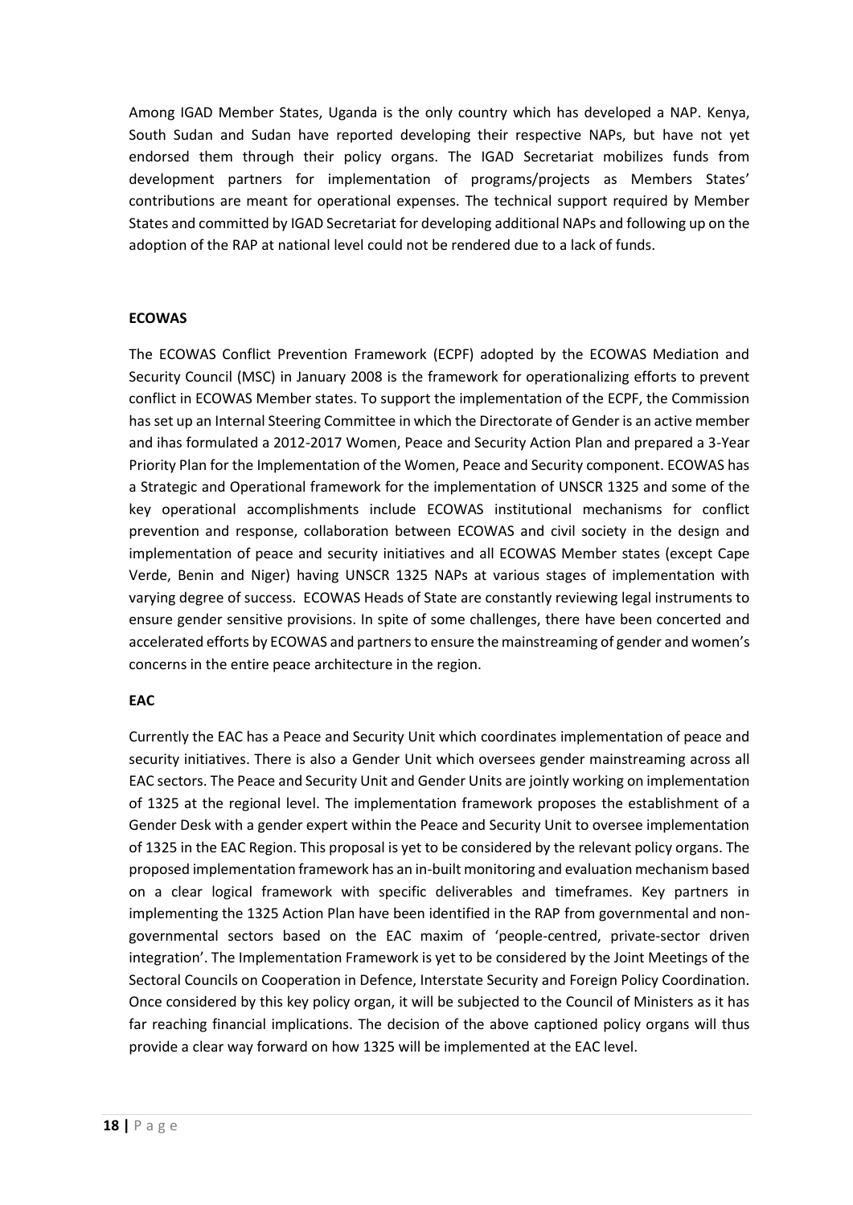Among IGAD Member States, Uganda is the only country which has developed a NAP. Kenya, South Sudan and Sudan have reported developing their respective NAPs, but have not yet endorsed them through their policy organs. The IGAD Secretariat mobilizes funds from development partners for implementation of programs/projects as Members States' contributions are meant for operational expenses. The technical support required by Member States and committed by IGAD Secretariat for developing additional NAPs and following up on the adoption of the RAP at national level could not be rendered due to a lack of funds.

**ECOWAS**

The ECOWAS Conflict Prevention Framework (ECPF) adopted by the ECOWAS Mediation and Security Council (MSC) in January 2008 is the framework for operationalizing efforts to prevent conflict in ECOWAS Member states. To support the implementation of the ECPF, the Commission has set up an Internal Steering Committee in which the Directorate of Gender is an active member and ihas formulated a 2012-2017 Women, Peace and Security Action Plan and prepared a 3-Year Priority Plan for the Implementation of the Women, Peace and Security component. ECOWAS has a Strategic and Operational framework for the implementation of UNSCR 1325 and some of the key operational accomplishments include ECOWAS institutional mechanisms for conflict prevention and response, collaboration between ECOWAS and civil society in the design and implementation of peace and security initiatives and all ECOWAS Member states (except Cape Verde, Benin and Niger) having UNSCR 1325 NAPs at various stages of implementation with varying degree of success. ECOWAS Heads of State are constantly reviewing legal instruments to ensure gender sensitive provisions. In spite of some challenges, there have been concerted and accelerated efforts by ECOWAS and partners to ensure the mainstreaming of gender and women's concerns in the entire peace architecture in the region.

**EAC**

Currently the EAC has a Peace and Security Unit which coordinates implementation of peace and security initiatives. There is also a Gender Unit which oversees gender mainstreaming across all EAC sectors. The Peace and Security Unit and Gender Units are jointly working on implementation of 1325 at the regional level. The implementation framework proposes the establishment of a Gender Desk with a gender expert within the Peace and Security Unit to oversee implementation of 1325 in the EAC Region. This proposal is yet to be considered by the relevant policy organs. The proposed implementation framework has an in-built monitoring and evaluation mechanism based on a clear logical framework with specific deliverables and timeframes. Key partners in implementing the 1325 Action Plan have been identified in the RAP from governmental and non-governmental sectors based on the EAC maxim of 'people-centred, private-sector driven integration'. The Implementation Framework is yet to be considered by the Joint Meetings of the Sectoral Councils on Cooperation in Defence, Interstate Security and Foreign Policy Coordination. Once considered by this key policy organ, it will be subjected to the Council of Ministers as it has far reaching financial implications. The decision of the above captioned policy organs will thus provide a clear way forward on how 1325 will be implemented at the EAC level.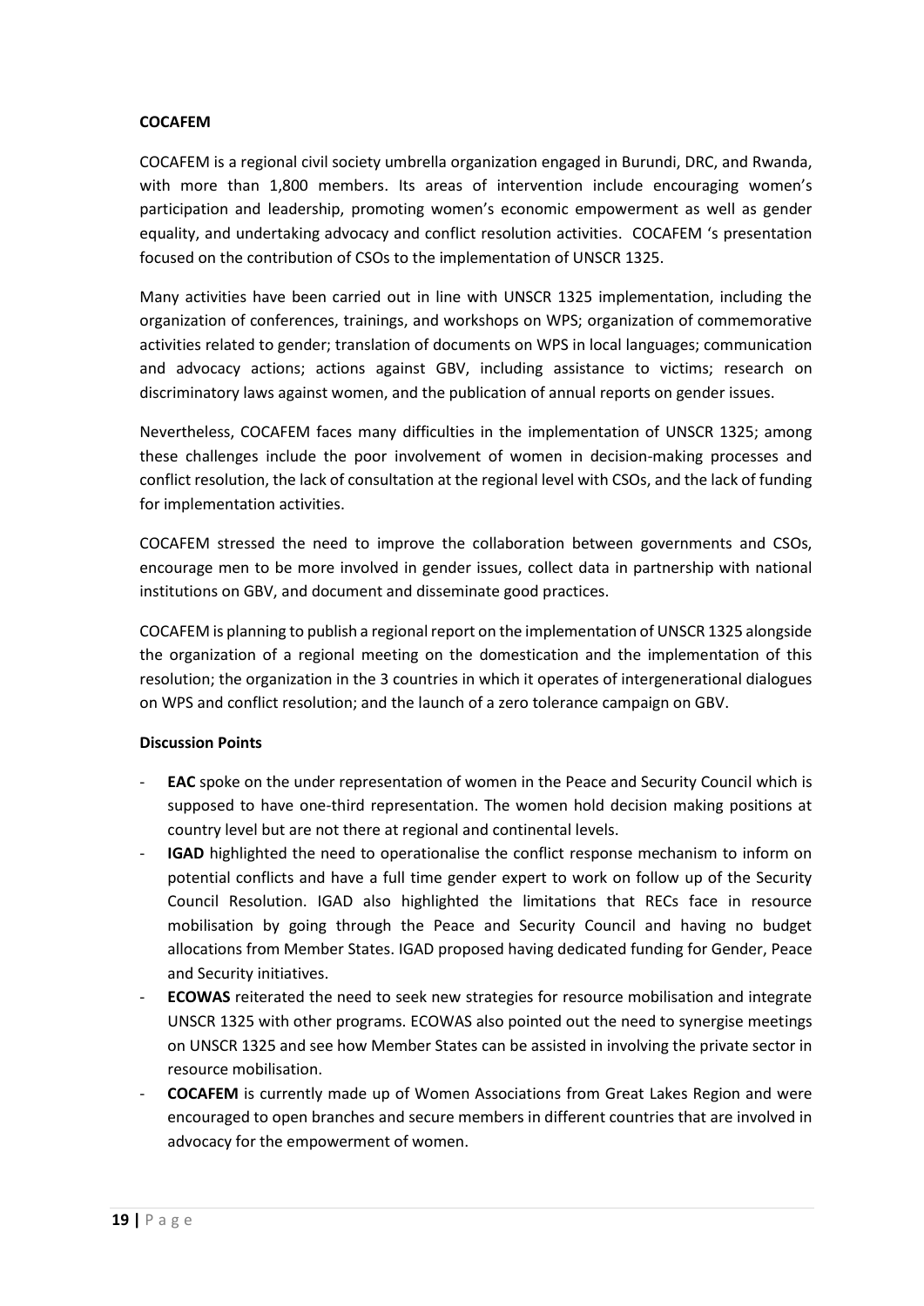**COCAFEM**

COCAFEM is a regional civil society umbrella organization engaged in Burundi, DRC, and Rwanda, with more than 1,800 members. Its areas of intervention include encouraging women's participation and leadership, promoting women's economic empowerment as well as gender equality, and undertaking advocacy and conflict resolution activities. COCAFEM 's presentation focused on the contribution of CSOs to the implementation of UNSCR 1325.

Many activities have been carried out in line with UNSCR 1325 implementation, including the organization of conferences, trainings, and workshops on WPS; organization of commemorative activities related to gender; translation of documents on WPS in local languages; communication and advocacy actions; actions against GBV, including assistance to victims; research on discriminatory laws against women, and the publication of annual reports on gender issues.

Nevertheless, COCAFEM faces many difficulties in the implementation of UNSCR 1325; among these challenges include the poor involvement of women in decision-making processes and conflict resolution, the lack of consultation at the regional level with CSOs, and the lack of funding for implementation activities.

COCAFEM stressed the need to improve the collaboration between governments and CSOs, encourage men to be more involved in gender issues, collect data in partnership with national institutions on GBV, and document and disseminate good practices.

COCAFEM is planning to publish a regional report on the implementation of UNSCR 1325 alongside the organization of a regional meeting on the domestication and the implementation of this resolution; the organization in the 3 countries in which it operates of intergenerational dialogues on WPS and conflict resolution; and the launch of a zero tolerance campaign on GBV.

**Discussion Points**

- **EAC** spoke on the under representation of women in the Peace and Security Council which is supposed to have one-third representation. The women hold decision making positions at country level but are not there at regional and continental levels.
- **IGAD** highlighted the need to operationalise the conflict response mechanism to inform on potential conflicts and have a full time gender expert to work on follow up of the Security Council Resolution. IGAD also highlighted the limitations that RECs face in resource mobilisation by going through the Peace and Security Council and having no budget allocations from Member States. IGAD proposed having dedicated funding for Gender, Peace and Security initiatives.
- **ECOWAS** reiterated the need to seek new strategies for resource mobilisation and integrate UNSCR 1325 with other programs. ECOWAS also pointed out the need to synergise meetings on UNSCR 1325 and see how Member States can be assisted in involving the private sector in resource mobilisation.
- **COCAFEM** is currently made up of Women Associations from Great Lakes Region and were encouraged to open branches and secure members in different countries that are involved in advocacy for the empowerment of women.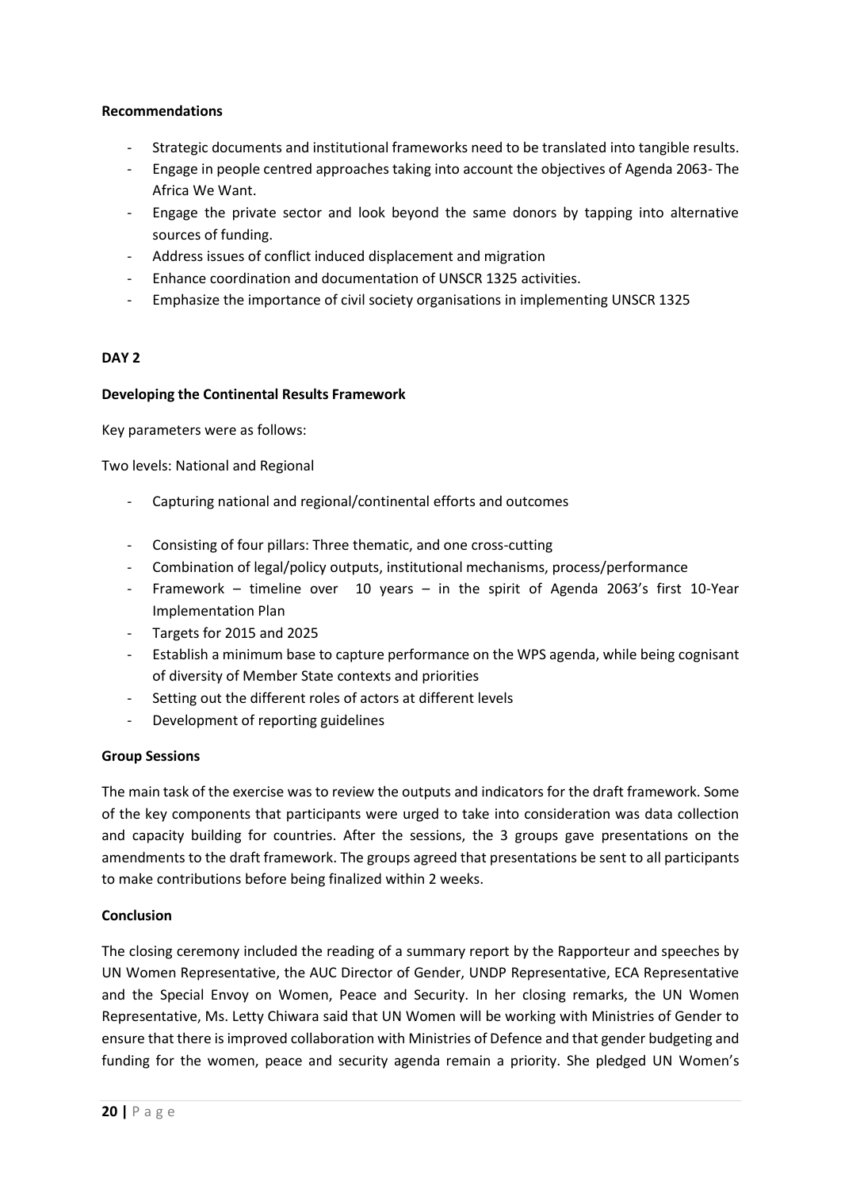**Recommendations**

- Strategic documents and institutional frameworks need to be translated into tangible results.
- Engage in people centred approaches taking into account the objectives of Agenda 2063- The Africa We Want.
- Engage the private sector and look beyond the same donors by tapping into alternative sources of funding.
- Address issues of conflict induced displacement and migration
- Enhance coordination and documentation of UNSCR 1325 activities.
- Emphasize the importance of civil society organisations in implementing UNSCR 1325

**DAY 2**

**Developing the Continental Results Framework**

Key parameters were as follows:

Two levels: National and Regional

- Capturing national and regional/continental efforts and outcomes
- Consisting of four pillars: Three thematic, and one cross-cutting
- Combination of legal/policy outputs, institutional mechanisms, process/performance
- Framework – timeline over 10 years – in the spirit of Agenda 2063's first 10-Year Implementation Plan
- Targets for 2015 and 2025
- Establish a minimum base to capture performance on the WPS agenda, while being cognisant of diversity of Member State contexts and priorities
- Setting out the different roles of actors at different levels
- Development of reporting guidelines

**Group Sessions**

The main task of the exercise was to review the outputs and indicators for the draft framework. Some of the key components that participants were urged to take into consideration was data collection and capacity building for countries. After the sessions, the 3 groups gave presentations on the amendments to the draft framework. The groups agreed that presentations be sent to all participants to make contributions before being finalized within 2 weeks.

**Conclusion**

The closing ceremony included the reading of a summary report by the Rapporteur and speeches by UN Women Representative, the AUC Director of Gender, UNDP Representative, ECA Representative and the Special Envoy on Women, Peace and Security. In her closing remarks, the UN Women Representative, Ms. Letty Chiwara said that UN Women will be working with Ministries of Gender to ensure that there is improved collaboration with Ministries of Defence and that gender budgeting and funding for the women, peace and security agenda remain a priority. She pledged UN Women's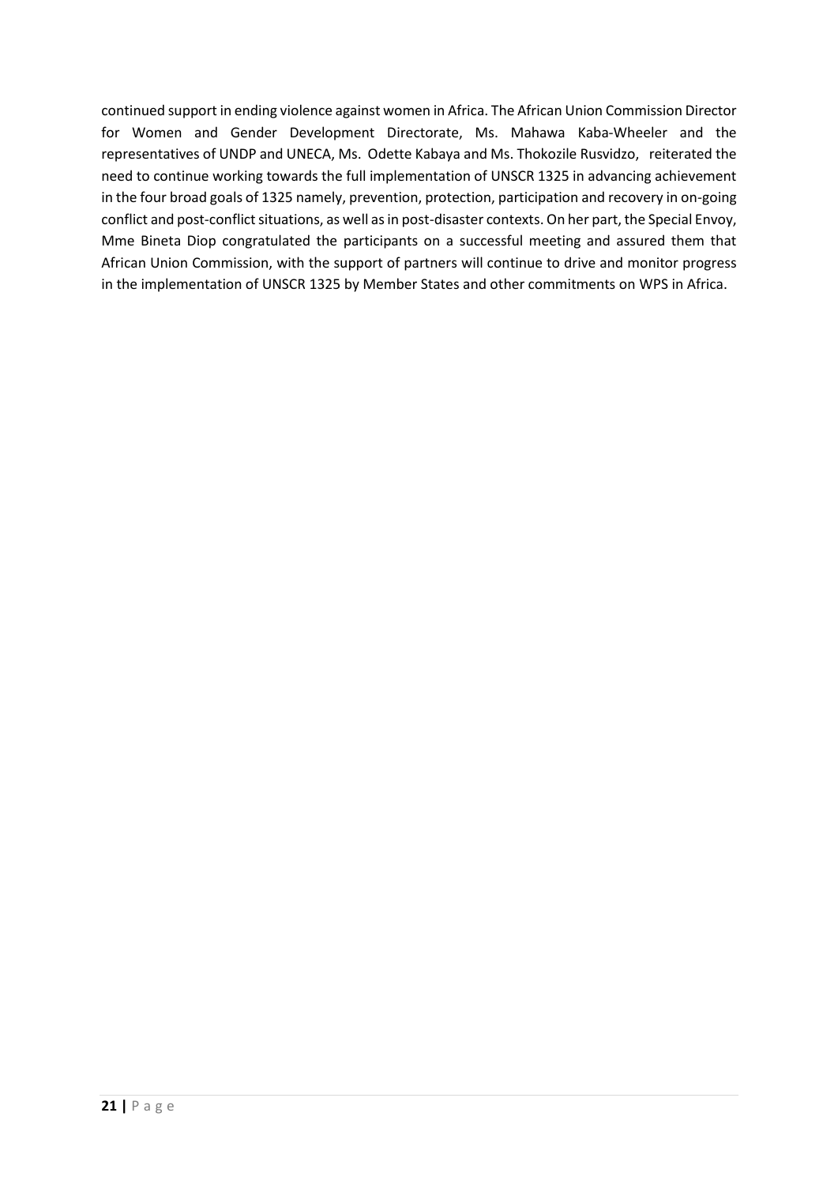continued support in ending violence against women in Africa. The African Union Commission Director for Women and Gender Development Directorate, Ms. Mahawa Kaba-Wheeler and the representatives of UNDP and UNECA, Ms. Odette Kabaya and Ms. Thokozile Rusvidzo, reiterated the need to continue working towards the full implementation of UNSCR 1325 in advancing achievement in the four broad goals of 1325 namely, prevention, protection, participation and recovery in on-going conflict and post-conflict situations, as well as in post-disaster contexts. On her part, the Special Envoy, Mme Bineta Diop congratulated the participants on a successful meeting and assured them that African Union Commission, with the support of partners will continue to drive and monitor progress in the implementation of UNSCR 1325 by Member States and other commitments on WPS in Africa.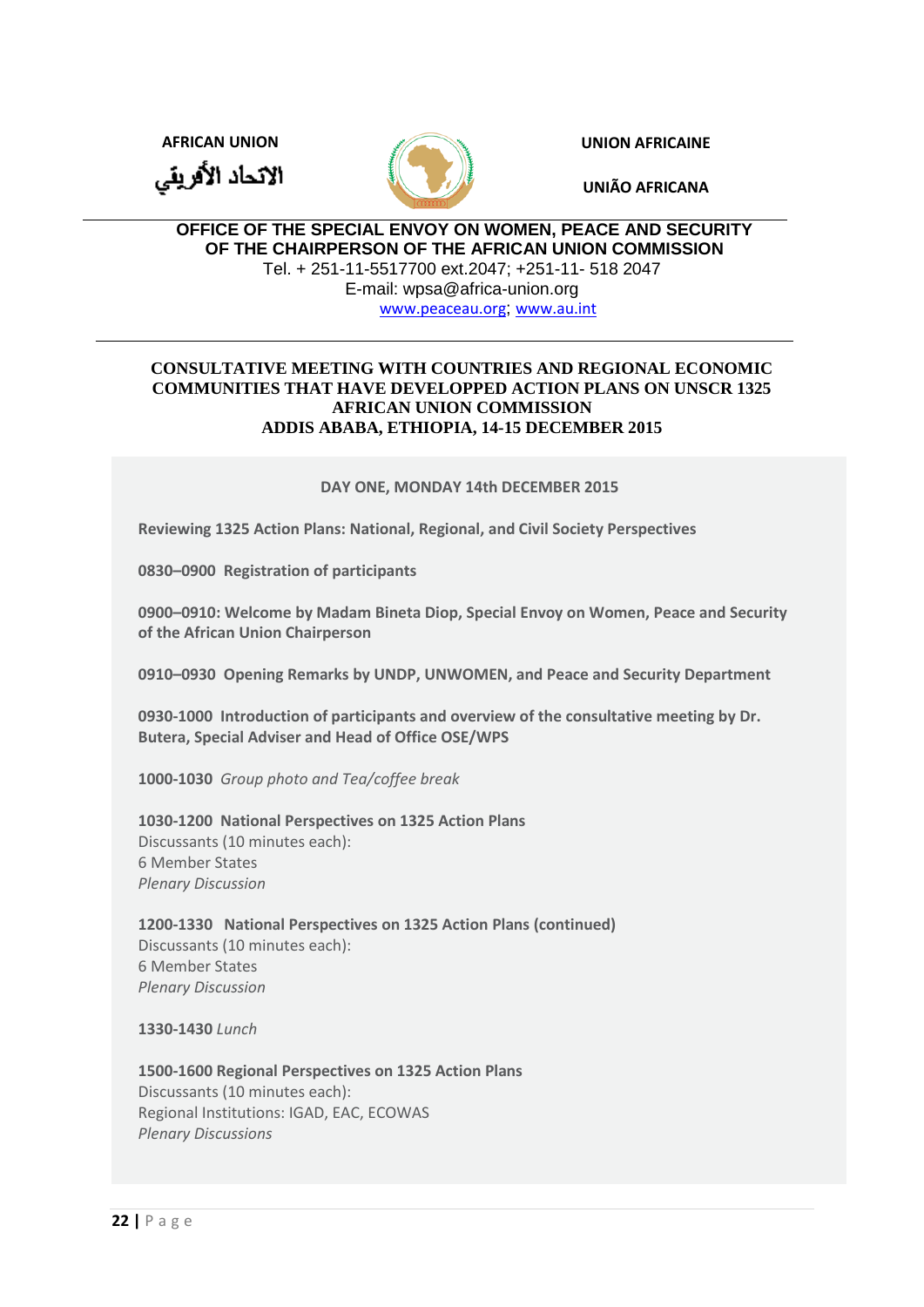**AFRICAN UNION** **UNION AFRICAINE**

الاتحاد الأفريقي **UNIÃO AFRICANA**

**OFFICE OF THE SPECIAL ENVOY ON WOMEN, PEACE AND SECURITY OF THE CHAIRPERSON OF THE AFRICAN UNION COMMISSION**

Tel. + 251-11-5517700 ext.2047; +251-11- 518 2047

E-mail: wpsa@africa-union.org

www.peaceau.org; www.au.int

## CONSULTATIVE MEETING WITH COUNTRIES AND REGIONAL ECONOMIC COMMUNITIES THAT HAVE DEVELOPPED ACTION PLANS ON UNSCR 1325 AFRICAN UNION COMMISSION ADDIS ABABA, ETHIOPIA, 14-15 DECEMBER 2015

### DAY ONE, MONDAY 14th DECEMBER 2015

**Reviewing 1325 Action Plans: National, Regional, and Civil Society Perspectives**

**0830–0900 Registration of participants**

**0900–0910: Welcome by Madam Bineta Diop, Special Envoy on Women, Peace and Security of the African Union Chairperson**

**0910–0930 Opening Remarks by UNDP, UNWOMEN, and Peace and Security Department**

**0930-1000 Introduction of participants and overview of the consultative meeting by Dr. Butera, Special Adviser and Head of Office OSE/WPS**

**1000-1030** *Group photo and Tea/coffee break*

**1030-1200 National Perspectives on 1325 Action Plans**
Discussants (10 minutes each):
6 Member States
*Plenary Discussion*

**1200-1330 National Perspectives on 1325 Action Plans (continued)**
Discussants (10 minutes each):
6 Member States
*Plenary Discussion*

**1330-1430** *Lunch*

**1500-1600 Regional Perspectives on 1325 Action Plans**
Discussants (10 minutes each):
Regional Institutions: IGAD, EAC, ECOWAS
*Plenary Discussions*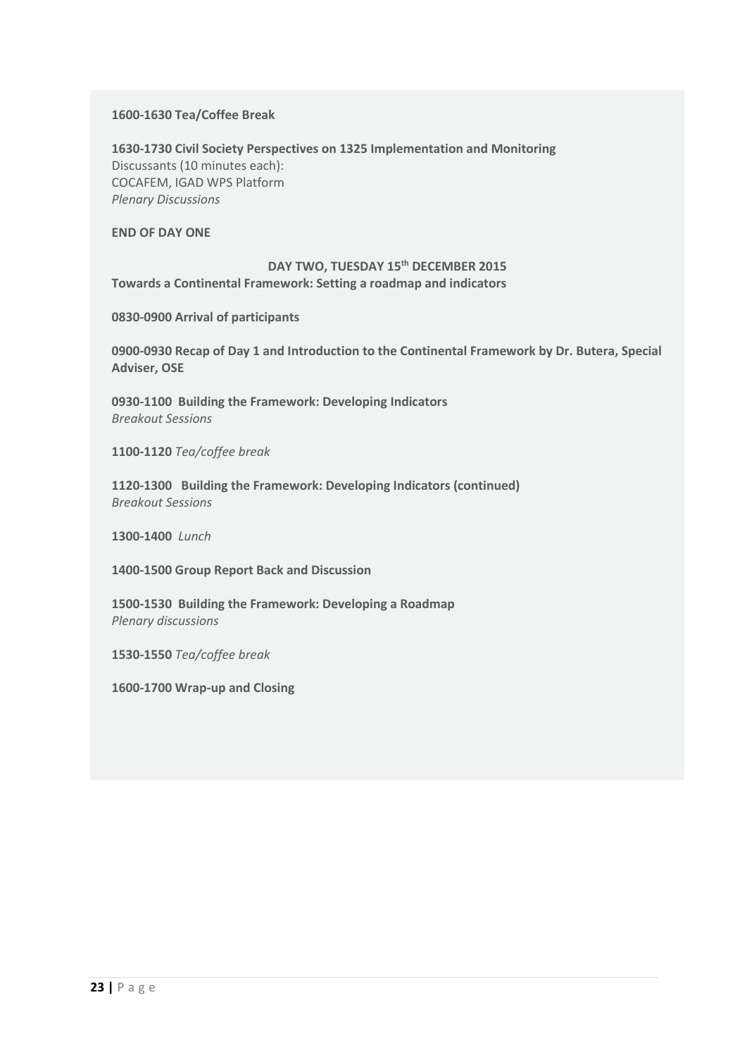**1600-1630 Tea/Coffee Break**

**1630-1730 Civil Society Perspectives on 1325 Implementation and Monitoring**
Discussants (10 minutes each):
COCAFEM, IGAD WPS Platform
*Plenary Discussions*

**END OF DAY ONE**

**DAY TWO, TUESDAY 15th DECEMBER 2015**

**Towards a Continental Framework: Setting a roadmap and indicators**

**0830-0900 Arrival of participants**

**0900-0930 Recap of Day 1 and Introduction to the Continental Framework by Dr. Butera, Special Adviser, OSE**

**0930-1100 Building the Framework: Developing Indicators**
*Breakout Sessions*

**1100-1120** *Tea/coffee break*

**1120-1300 Building the Framework: Developing Indicators (continued)**
*Breakout Sessions*

**1300-1400** *Lunch*

**1400-1500 Group Report Back and Discussion**

**1500-1530 Building the Framework: Developing a Roadmap**
*Plenary discussions*

**1530-1550** *Tea/coffee break*

**1600-1700 Wrap-up and Closing**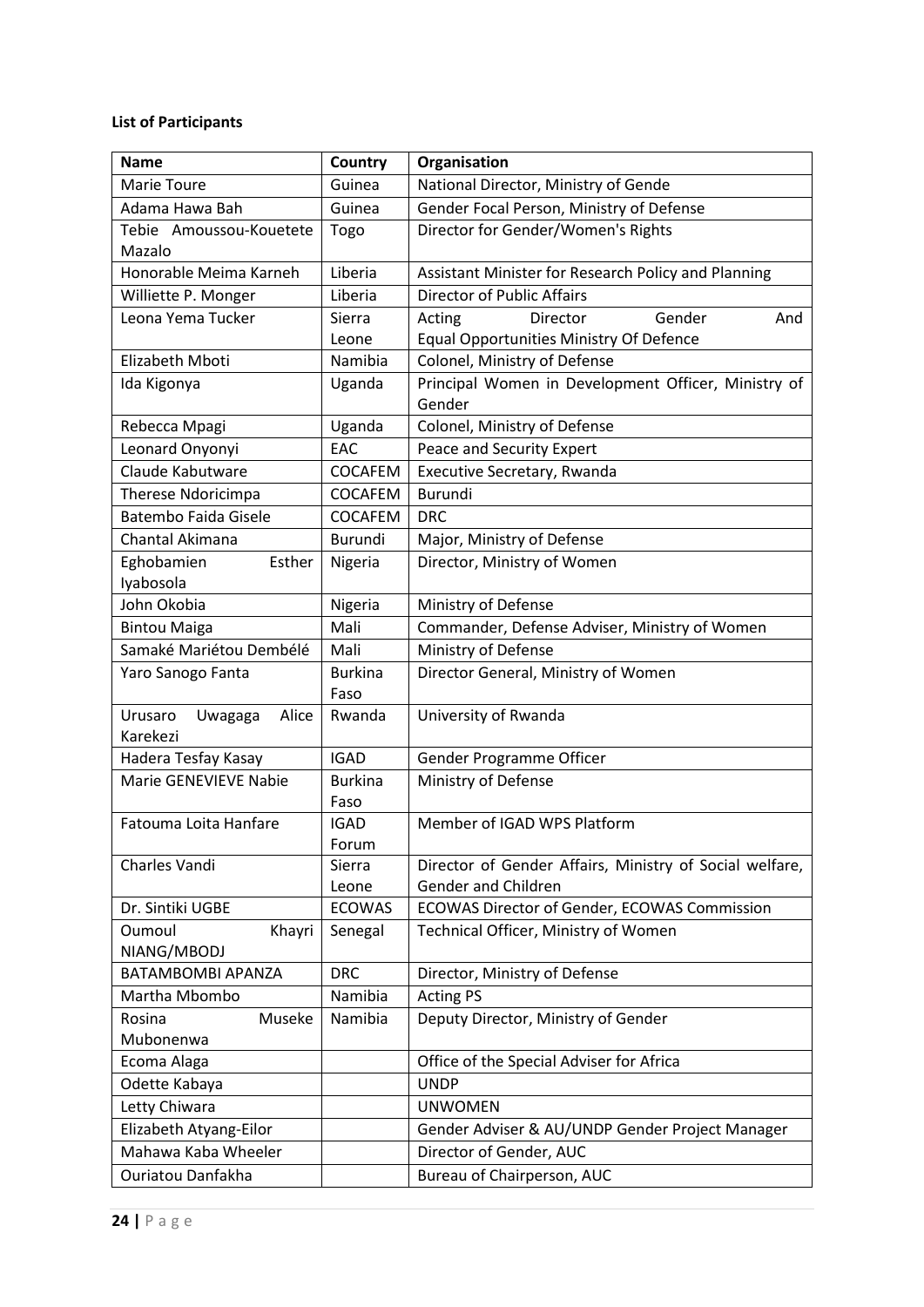**List of Participants**

| Name | Country | Organisation |
| --- | --- | --- |
| Marie Toure | Guinea | National Director, Ministry of Gende |
| Adama Hawa Bah | Guinea | Gender Focal Person, Ministry of Defense |
| Tebie Amoussou-Kouetete Mazalo | Togo | Director for Gender/Women's Rights |
| Honorable Meima Karneh | Liberia | Assistant Minister for Research Policy and Planning |
| Williette P. Monger | Liberia | Director of Public Affairs |
| Leona Yema Tucker | Sierra Leone | Acting Director Gender And Equal Opportunities Ministry Of Defence |
| Elizabeth Mboti | Namibia | Colonel, Ministry of Defense |
| Ida Kigonya | Uganda | Principal Women in Development Officer, Ministry of Gender |
| Rebecca Mpagi | Uganda | Colonel, Ministry of Defense |
| Leonard Onyonyi | EAC | Peace and Security Expert |
| Claude Kabutware | COCAFEM | Executive Secretary, Rwanda |
| Therese Ndoricimpa | COCAFEM | Burundi |
| Batembo Faida Gisele | COCAFEM | DRC |
| Chantal Akimana | Burundi | Major, Ministry of Defense |
| Eghobamien Esther Iyabosola | Nigeria | Director, Ministry of Women |
| John Okobia | Nigeria | Ministry of Defense |
| Bintou Maiga | Mali | Commander, Defense Adviser, Ministry of Women |
| Samaké Mariétou Dembélé | Mali | Ministry of Defense |
| Yaro Sanogo Fanta | Burkina Faso | Director General, Ministry of Women |
| Urusaro Uwagaga Alice Karekezi | Rwanda | University of Rwanda |
| Hadera Tesfay Kasay | IGAD | Gender Programme Officer |
| Marie GENEVIEVE Nabie | Burkina Faso | Ministry of Defense |
| Fatouma Loita Hanfare | IGAD Forum | Member of IGAD WPS Platform |
| Charles Vandi | Sierra Leone | Director of Gender Affairs, Ministry of Social welfare, Gender and Children |
| Dr. Sintiki UGBE | ECOWAS | ECOWAS Director of Gender, ECOWAS Commission |
| Oumoul Khayri NIANG/MBODJ | Senegal | Technical Officer, Ministry of Women |
| BATAMBOMBI APANZA | DRC | Director, Ministry of Defense |
| Martha Mbombo | Namibia | Acting PS |
| Rosina Museke Mubonenwa | Namibia | Deputy Director, Ministry of Gender |
| Ecoma Alaga | | Office of the Special Adviser for Africa |
| Odette Kabaya | | UNDP |
| Letty Chiwara | | UNWOMEN |
| Elizabeth Atyang-Eilor | | Gender Adviser & AU/UNDP Gender Project Manager |
| Mahawa Kaba Wheeler | | Director of Gender, AUC |
| Ouriatou Danfakha | | Bureau of Chairperson, AUC |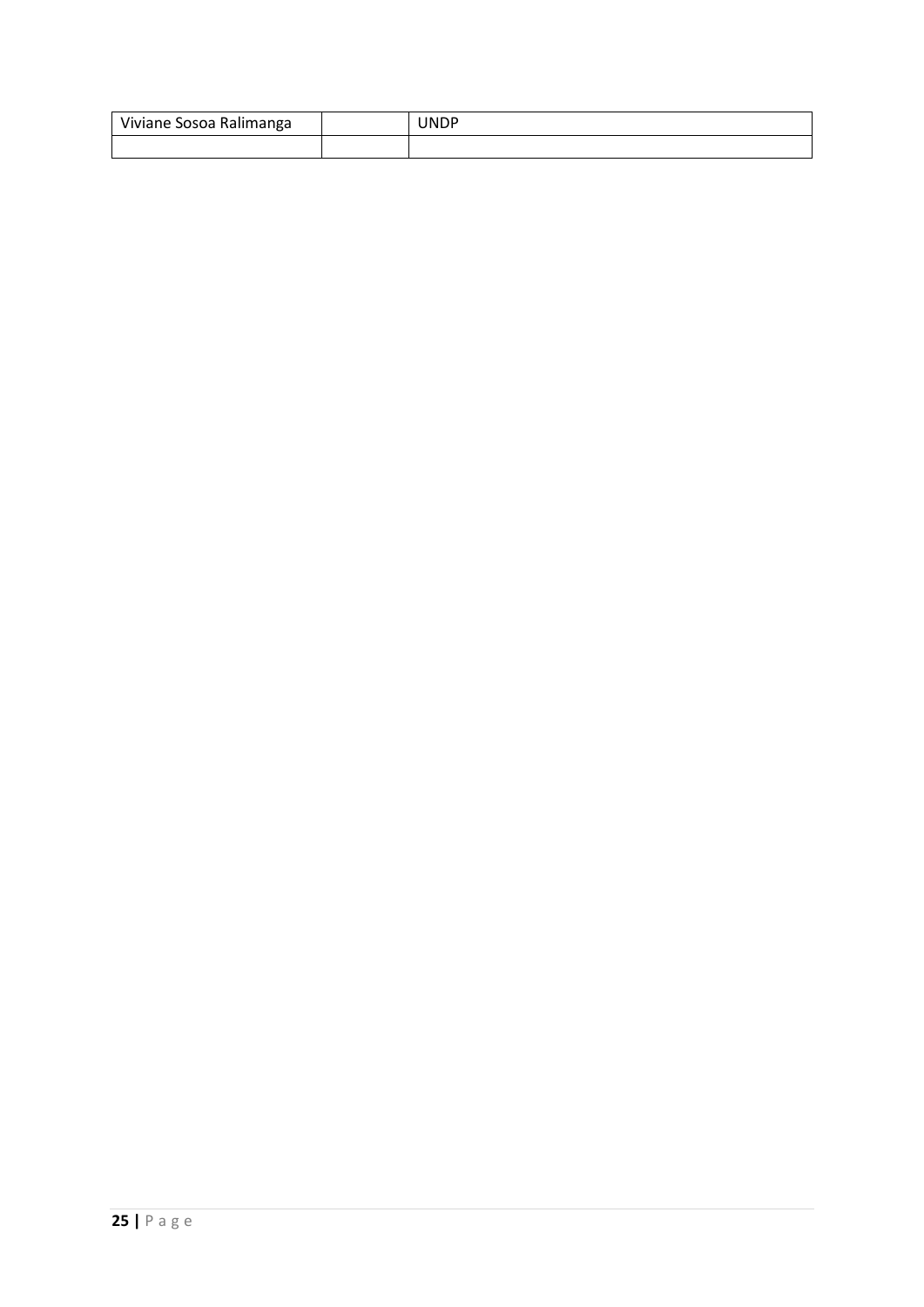| | | |
|---|---|---|
| Viviane Sosoa Ralimanga | | UNDP |
| | | |